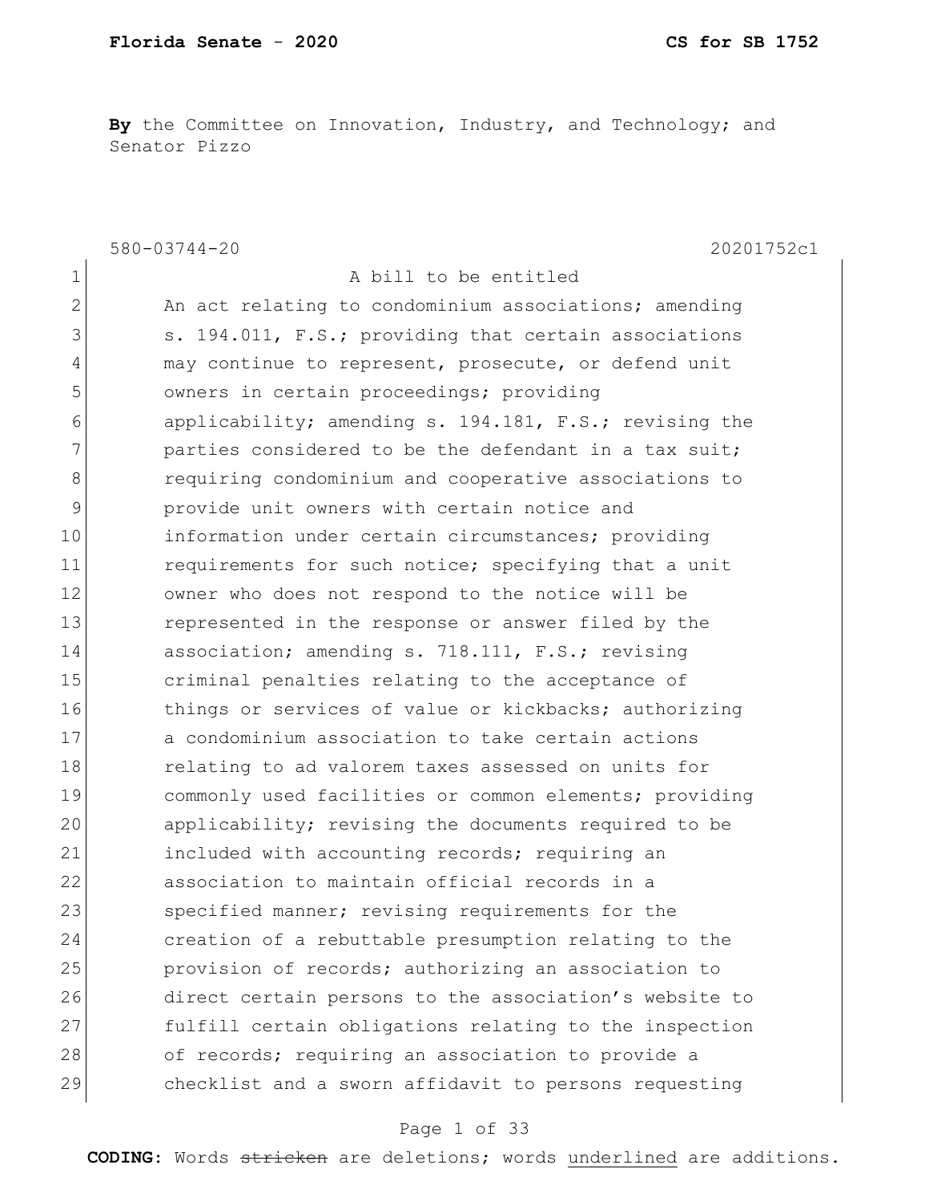**By** the Committee on Innovation, Industry, and Technology; and Senator Pizzo

580-03744-20 20201752c1

1 A bill to be entitled
2 An act relating to condominium associations; amending
3 s. 194.011, F.S.; providing that certain associations
4 may continue to represent, prosecute, or defend unit
5 owners in certain proceedings; providing
6 applicability; amending s. 194.181, F.S.; revising the
7 parties considered to be the defendant in a tax suit;
8 requiring condominium and cooperative associations to
9 provide unit owners with certain notice and
10 information under certain circumstances; providing
11 requirements for such notice; specifying that a unit
12 owner who does not respond to the notice will be
13 represented in the response or answer filed by the
14 association; amending s. 718.111, F.S.; revising
15 criminal penalties relating to the acceptance of
16 things or services of value or kickbacks; authorizing
17 a condominium association to take certain actions
18 relating to ad valorem taxes assessed on units for
19 commonly used facilities or common elements; providing
20 applicability; revising the documents required to be
21 included with accounting records; requiring an
22 association to maintain official records in a
23 specified manner; revising requirements for the
24 creation of a rebuttable presumption relating to the
25 provision of records; authorizing an association to
26 direct certain persons to the association's website to
27 fulfill certain obligations relating to the inspection
28 of records; requiring an association to provide a
29 checklist and a sworn affidavit to persons requesting

**CODING:** Words ~~stricken~~ are deletions; words <u>underlined</u> are additions.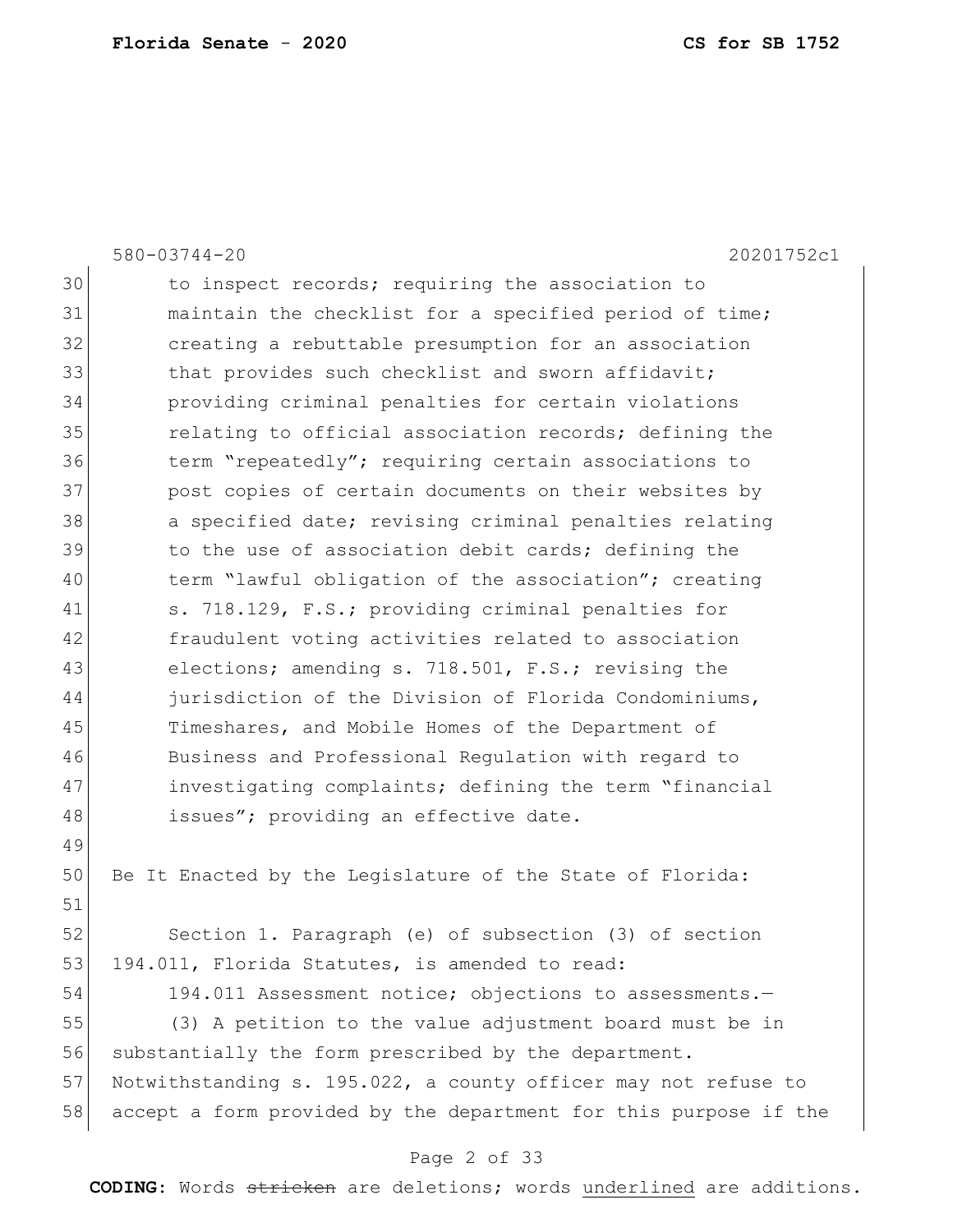to inspect records; requiring the association to maintain the checklist for a specified period of time; creating a rebuttable presumption for an association that provides such checklist and sworn affidavit; providing criminal penalties for certain violations relating to official association records; defining the term "repeatedly"; requiring certain associations to post copies of certain documents on their websites by a specified date; revising criminal penalties relating to the use of association debit cards; defining the term "lawful obligation of the association"; creating s. 718.129, F.S.; providing criminal penalties for fraudulent voting activities related to association elections; amending s. 718.501, F.S.; revising the jurisdiction of the Division of Florida Condominiums, Timeshares, and Mobile Homes of the Department of Business and Professional Regulation with regard to investigating complaints; defining the term "financial issues"; providing an effective date.

Be It Enacted by the Legislature of the State of Florida:

Section 1. Paragraph (e) of subsection (3) of section 194.011, Florida Statutes, is amended to read:

194.011 Assessment notice; objections to assessments.—

(3) A petition to the value adjustment board must be in substantially the form prescribed by the department. Notwithstanding s. 195.022, a county officer may not refuse to accept a form provided by the department for this purpose if the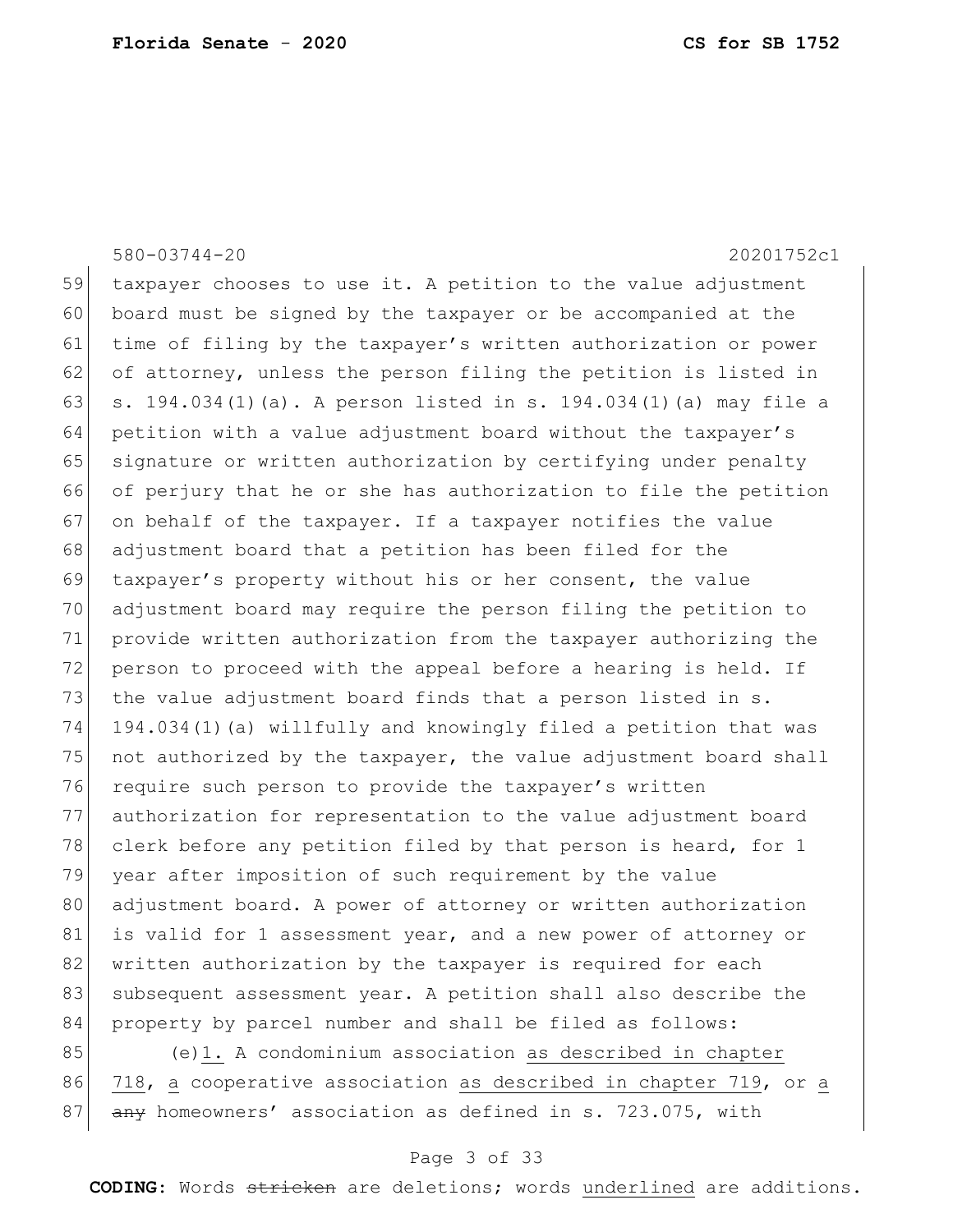580-03744-20 20201752c1

taxpayer chooses to use it. A petition to the value adjustment board must be signed by the taxpayer or be accompanied at the time of filing by the taxpayer's written authorization or power of attorney, unless the person filing the petition is listed in s. 194.034(1)(a). A person listed in s. 194.034(1)(a) may file a petition with a value adjustment board without the taxpayer's signature or written authorization by certifying under penalty of perjury that he or she has authorization to file the petition on behalf of the taxpayer. If a taxpayer notifies the value adjustment board that a petition has been filed for the taxpayer's property without his or her consent, the value adjustment board may require the person filing the petition to provide written authorization from the taxpayer authorizing the person to proceed with the appeal before a hearing is held. If the value adjustment board finds that a person listed in s. 194.034(1)(a) willfully and knowingly filed a petition that was not authorized by the taxpayer, the value adjustment board shall require such person to provide the taxpayer's written authorization for representation to the value adjustment board clerk before any petition filed by that person is heard, for 1 year after imposition of such requirement by the value adjustment board. A power of attorney or written authorization is valid for 1 assessment year, and a new power of attorney or written authorization by the taxpayer is required for each subsequent assessment year. A petition shall also describe the property by parcel number and shall be filed as follows:

(e)<u>1.</u> A condominium association <u>as described in chapter 718</u>, <u>a</u> cooperative association <u>as described in chapter 719</u>, or <u>a</u> ~~any~~ homeowners' association as defined in s. 723.075, with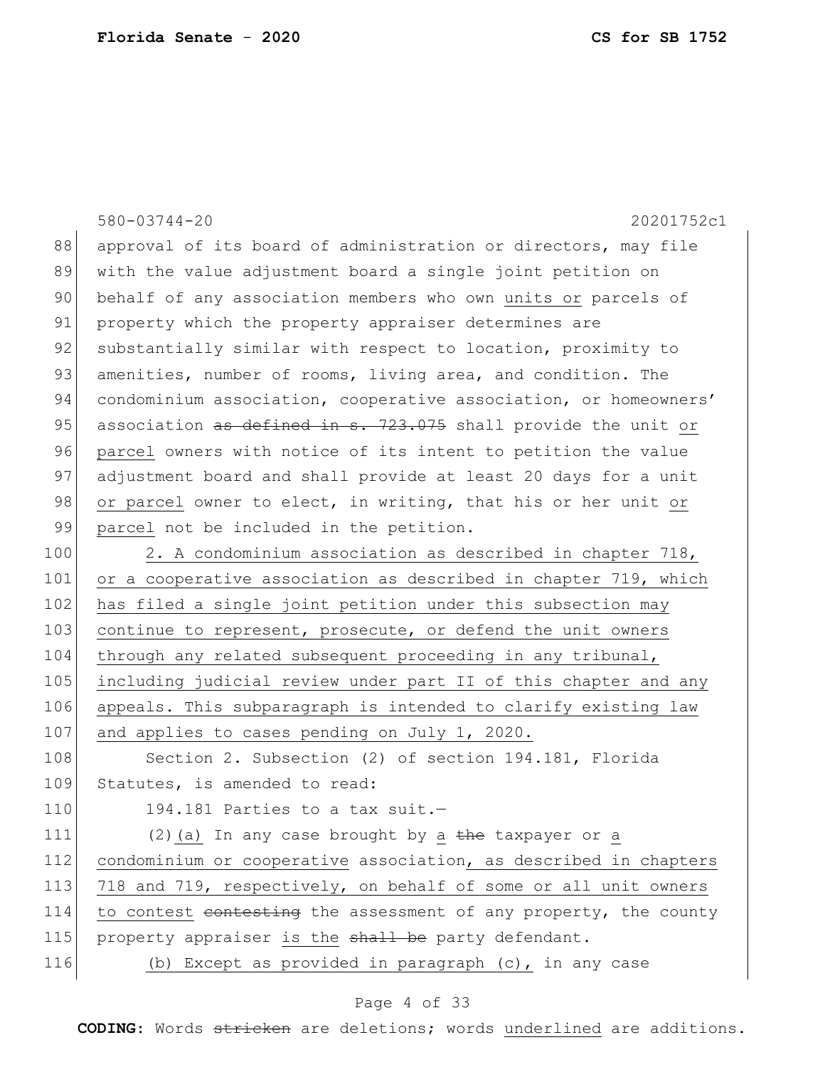approval of its board of administration or directors, may file with the value adjustment board a single joint petition on behalf of any association members who own <u>units or</u> parcels of property which the property appraiser determines are substantially similar with respect to location, proximity to amenities, number of rooms, living area, and condition. The condominium association, cooperative association, or homeowners' association ~~as defined in s. 723.075~~ shall provide the unit <u>or parcel</u> owners with notice of its intent to petition the value adjustment board and shall provide at least 20 days for a unit <u>or parcel</u> owner to elect, in writing, that his or her unit <u>or parcel</u> not be included in the petition.

<u>2. A condominium association as described in chapter 718, or a cooperative association as described in chapter 719, which has filed a single joint petition under this subsection may continue to represent, prosecute, or defend the unit owners through any related subsequent proceeding in any tribunal, including judicial review under part II of this chapter and any appeals. This subparagraph is intended to clarify existing law and applies to cases pending on July 1, 2020.</u>

Section 2. Subsection (2) of section 194.181, Florida Statutes, is amended to read:

194.181 Parties to a tax suit.—

(2)<u>(a)</u> In any case brought by <u>a</u> ~~the~~ taxpayer or <u>a condominium or cooperative</u> association<u>, as described in chapters 718 and 719, respectively, on behalf of some or all unit owners to contest</u> ~~contesting~~ the assessment of any property, the county property appraiser <u>is the</u> ~~shall be~~ party defendant.

<u>(b) Except as provided in paragraph (c),</u> in any case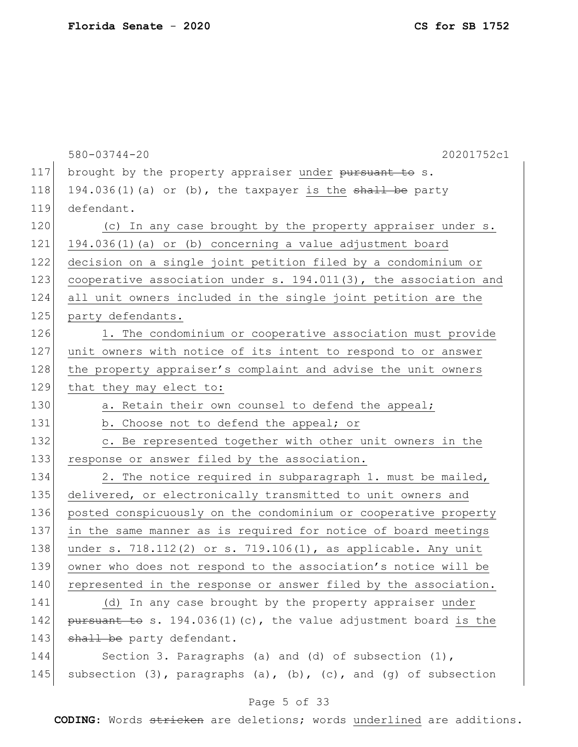brought by the property appraiser under ~~pursuant to~~ s. 194.036(1)(a) or (b), the taxpayer is the ~~shall be~~ party defendant.

(c) In any case brought by the property appraiser under s. 194.036(1)(a) or (b) concerning a value adjustment board decision on a single joint petition filed by a condominium or cooperative association under s. 194.011(3), the association and all unit owners included in the single joint petition are the party defendants.

1. The condominium or cooperative association must provide unit owners with notice of its intent to respond to or answer the property appraiser's complaint and advise the unit owners that they may elect to:

a. Retain their own counsel to defend the appeal;

b. Choose not to defend the appeal; or

c. Be represented together with other unit owners in the response or answer filed by the association.

2. The notice required in subparagraph 1. must be mailed, delivered, or electronically transmitted to unit owners and posted conspicuously on the condominium or cooperative property in the same manner as is required for notice of board meetings under s. 718.112(2) or s. 719.106(1), as applicable. Any unit owner who does not respond to the association's notice will be represented in the response or answer filed by the association.

(d) In any case brought by the property appraiser under ~~pursuant to~~ s. 194.036(1)(c), the value adjustment board is the ~~shall be~~ party defendant.

Section 3. Paragraphs (a) and (d) of subsection (1), subsection (3), paragraphs (a), (b), (c), and (g) of subsection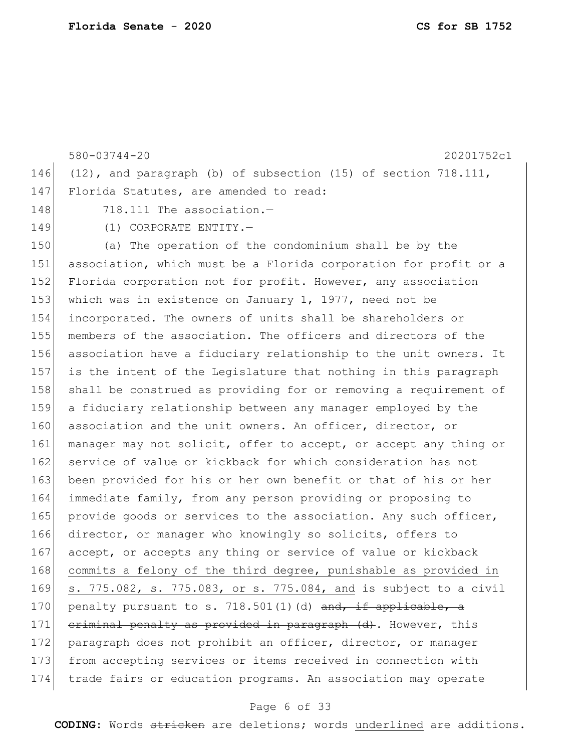(12), and paragraph (b) of subsection (15) of section 718.111, Florida Statutes, are amended to read:

718.111 The association.—

(1) CORPORATE ENTITY.—

(a) The operation of the condominium shall be by the association, which must be a Florida corporation for profit or a Florida corporation not for profit. However, any association which was in existence on January 1, 1977, need not be incorporated. The owners of units shall be shareholders or members of the association. The officers and directors of the association have a fiduciary relationship to the unit owners. It is the intent of the Legislature that nothing in this paragraph shall be construed as providing for or removing a requirement of a fiduciary relationship between any manager employed by the association and the unit owners. An officer, director, or manager may not solicit, offer to accept, or accept any thing or service of value or kickback for which consideration has not been provided for his or her own benefit or that of his or her immediate family, from any person providing or proposing to provide goods or services to the association. Any such officer, director, or manager who knowingly so solicits, offers to accept, or accepts any thing or service of value or kickback <u>commits a felony of the third degree, punishable as provided in s. 775.082, s. 775.083, or s. 775.084, and</u> is subject to a civil penalty pursuant to s. 718.501(1)(d) ~~and, if applicable, a criminal penalty as provided in paragraph (d)~~. However, this paragraph does not prohibit an officer, director, or manager from accepting services or items received in connection with trade fairs or education programs. An association may operate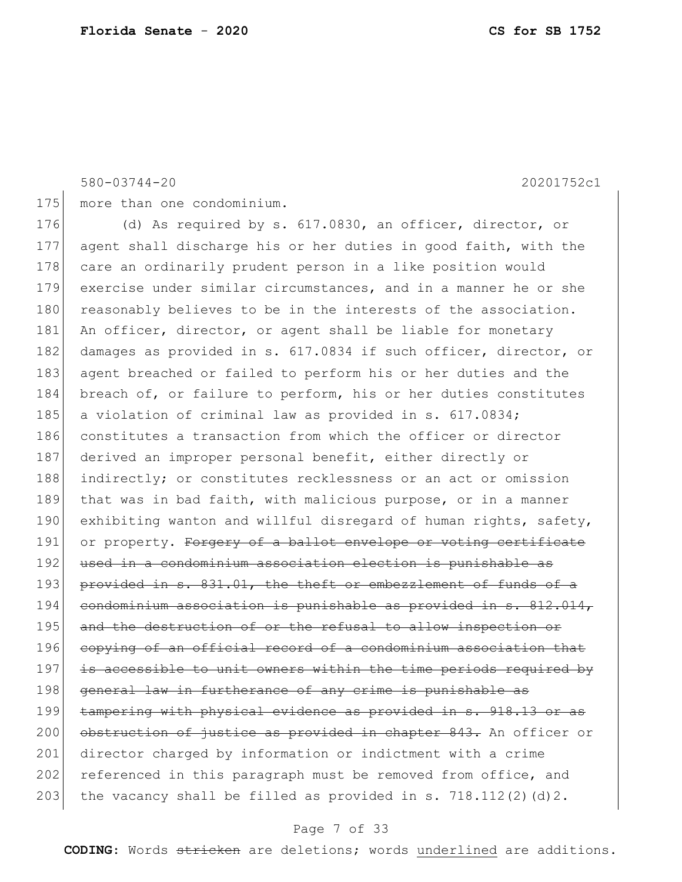580-03744-20 20201752c1

175 more than one condominium.

176 (d) As required by s. 617.0830, an officer, director, or
177 agent shall discharge his or her duties in good faith, with the
178 care an ordinarily prudent person in a like position would
179 exercise under similar circumstances, and in a manner he or she
180 reasonably believes to be in the interests of the association.
181 An officer, director, or agent shall be liable for monetary
182 damages as provided in s. 617.0834 if such officer, director, or
183 agent breached or failed to perform his or her duties and the
184 breach of, or failure to perform, his or her duties constitutes
185 a violation of criminal law as provided in s. 617.0834;
186 constitutes a transaction from which the officer or director
187 derived an improper personal benefit, either directly or
188 indirectly; or constitutes recklessness or an act or omission
189 that was in bad faith, with malicious purpose, or in a manner
190 exhibiting wanton and willful disregard of human rights, safety,
191 or property. ~~Forgery of a ballot envelope or voting certificate~~
192 ~~used in a condominium association election is punishable as~~
193 ~~provided in s. 831.01, the theft or embezzlement of funds of a~~
194 ~~condominium association is punishable as provided in s. 812.014,~~
195 ~~and the destruction of or the refusal to allow inspection or~~
196 ~~copying of an official record of a condominium association that~~
197 ~~is accessible to unit owners within the time periods required by~~
198 ~~general law in furtherance of any crime is punishable as~~
199 ~~tampering with physical evidence as provided in s. 918.13 or as~~
200 ~~obstruction of justice as provided in chapter 843.~~ An officer or
201 director charged by information or indictment with a crime
202 referenced in this paragraph must be removed from office, and
203 the vacancy shall be filled as provided in s. 718.112(2)(d)2.

**CODING:** Words ~~stricken~~ are deletions; words underlined are additions.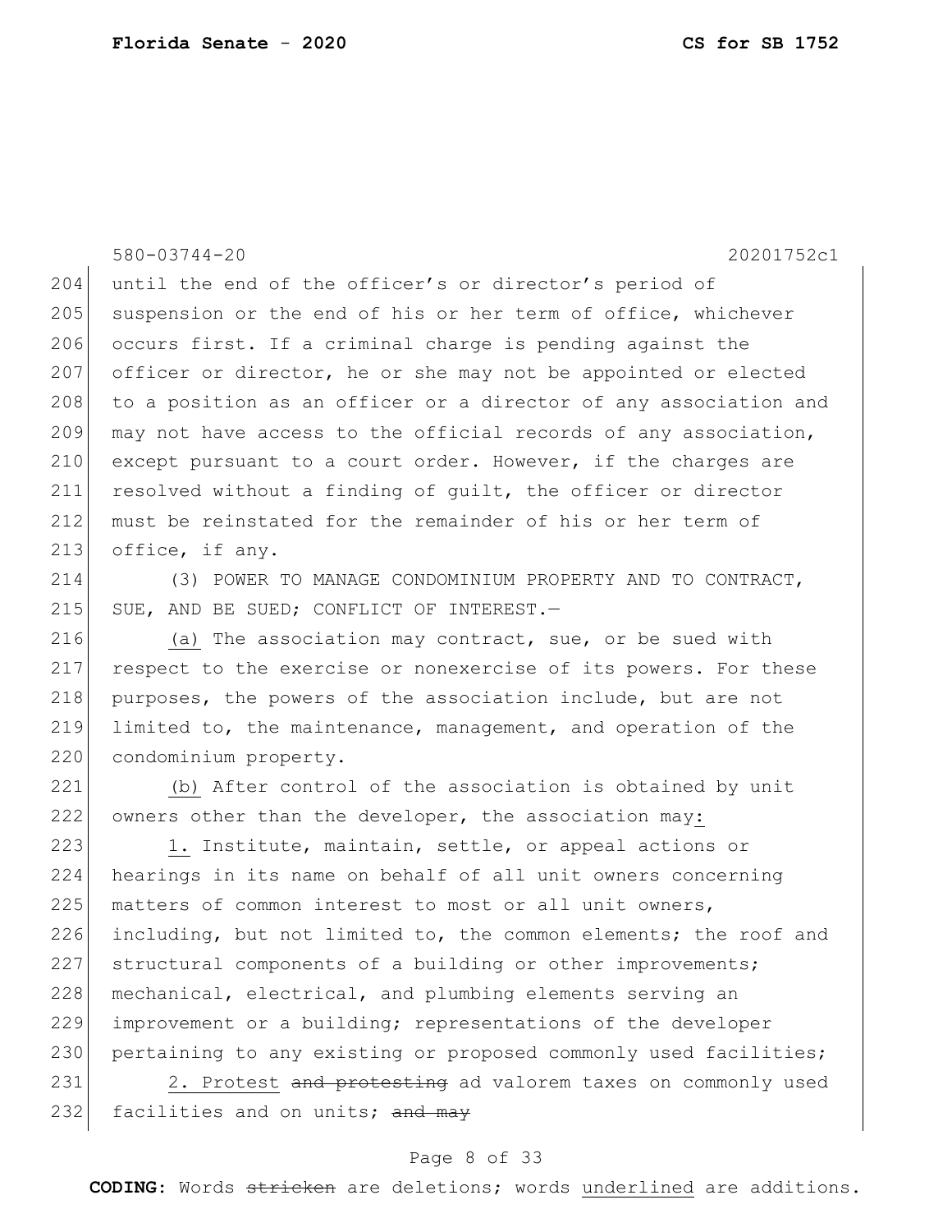580-03744-20 20201752c1

204 until the end of the officer's or director's period of
205 suspension or the end of his or her term of office, whichever
206 occurs first. If a criminal charge is pending against the
207 officer or director, he or she may not be appointed or elected
208 to a position as an officer or a director of any association and
209 may not have access to the official records of any association,
210 except pursuant to a court order. However, if the charges are
211 resolved without a finding of guilt, the officer or director
212 must be reinstated for the remainder of his or her term of
213 office, if any.

214 (3) POWER TO MANAGE CONDOMINIUM PROPERTY AND TO CONTRACT,
215 SUE, AND BE SUED; CONFLICT OF INTEREST.—

216 <u>(a)</u> The association may contract, sue, or be sued with
217 respect to the exercise or nonexercise of its powers. For these
218 purposes, the powers of the association include, but are not
219 limited to, the maintenance, management, and operation of the
220 condominium property.

221 <u>(b)</u> After control of the association is obtained by unit
222 owners other than the developer, the association may<u>:</u>

223 <u>1.</u> Institute, maintain, settle, or appeal actions or
224 hearings in its name on behalf of all unit owners concerning
225 matters of common interest to most or all unit owners,
226 including, but not limited to, the common elements; the roof and
227 structural components of a building or other improvements;
228 mechanical, electrical, and plumbing elements serving an
229 improvement or a building; representations of the developer
230 pertaining to any existing or proposed commonly used facilities;

231 <u>2. Protest</u> ~~and protesting~~ ad valorem taxes on commonly used
232 facilities and on units; ~~and may~~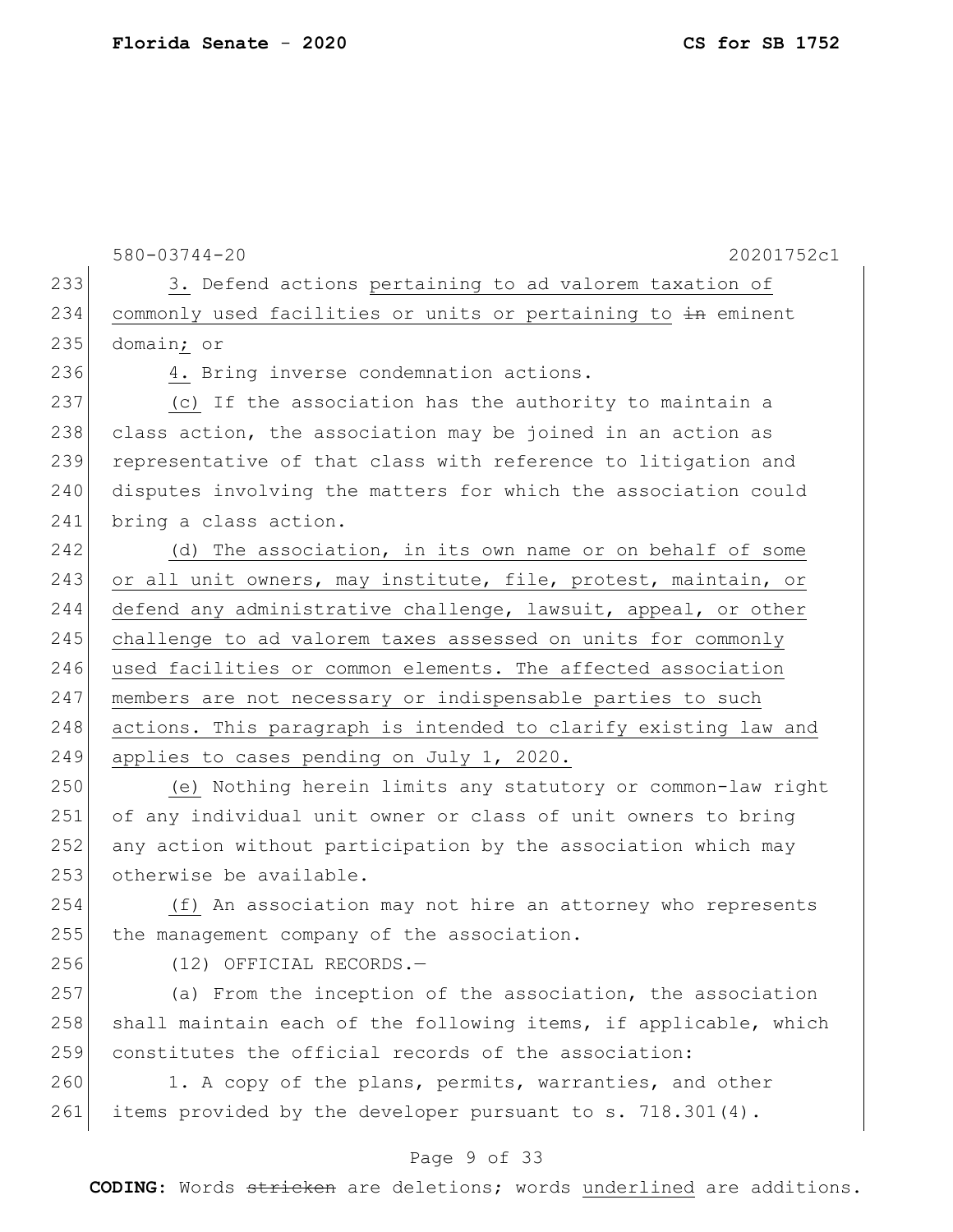3. Defend actions pertaining to ad valorem taxation of commonly used facilities or units or pertaining to ~~in~~ eminent domain; or

4. Bring inverse condemnation actions.

(c) If the association has the authority to maintain a class action, the association may be joined in an action as representative of that class with reference to litigation and disputes involving the matters for which the association could bring a class action.

(d) The association, in its own name or on behalf of some or all unit owners, may institute, file, protest, maintain, or defend any administrative challenge, lawsuit, appeal, or other challenge to ad valorem taxes assessed on units for commonly used facilities or common elements. The affected association members are not necessary or indispensable parties to such actions. This paragraph is intended to clarify existing law and applies to cases pending on July 1, 2020.

(e) Nothing herein limits any statutory or common-law right of any individual unit owner or class of unit owners to bring any action without participation by the association which may otherwise be available.

(f) An association may not hire an attorney who represents the management company of the association.

(12) OFFICIAL RECORDS.—

(a) From the inception of the association, the association shall maintain each of the following items, if applicable, which constitutes the official records of the association:

1. A copy of the plans, permits, warranties, and other items provided by the developer pursuant to s. 718.301(4).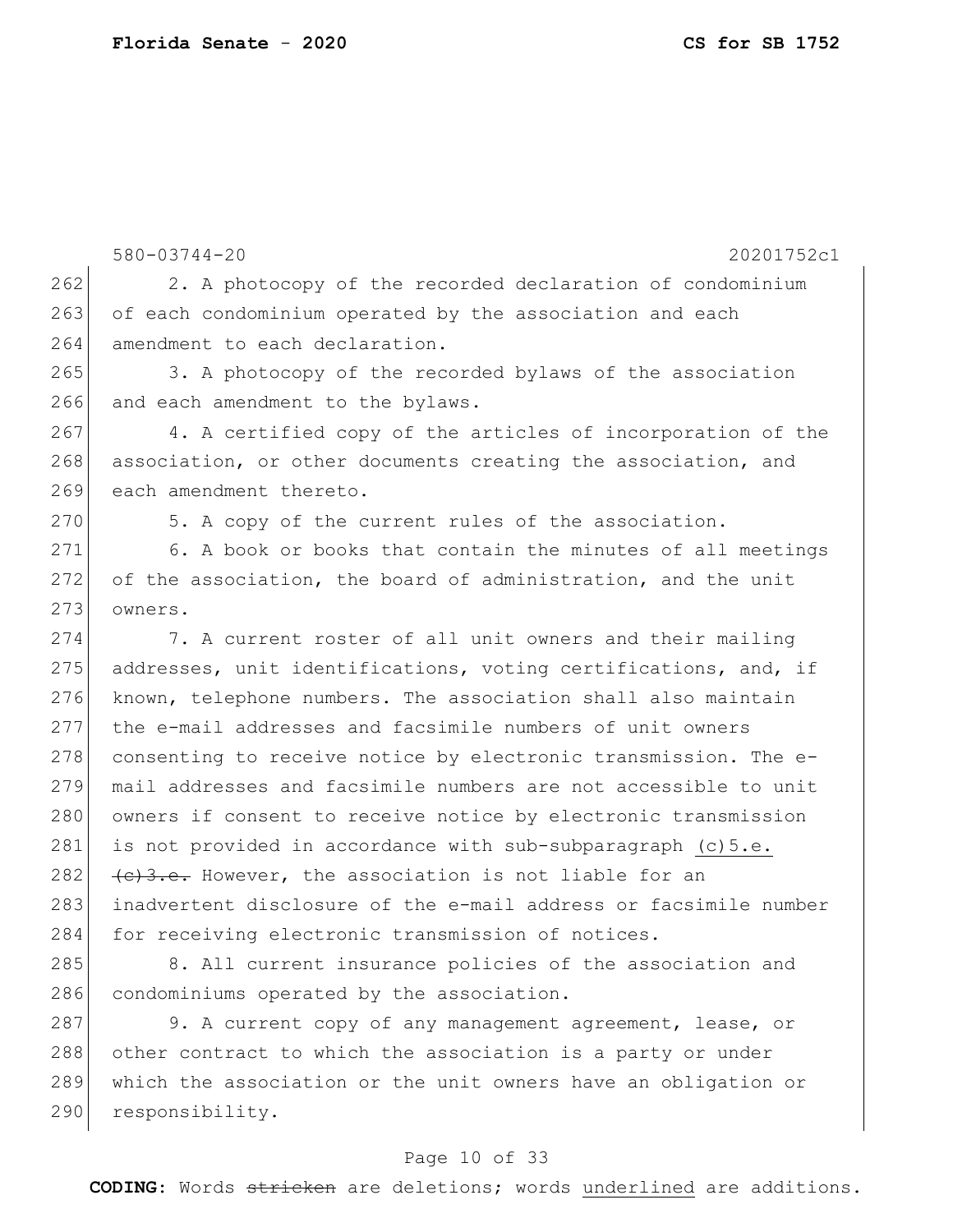2. A photocopy of the recorded declaration of condominium of each condominium operated by the association and each amendment to each declaration.

3. A photocopy of the recorded bylaws of the association and each amendment to the bylaws.

4. A certified copy of the articles of incorporation of the association, or other documents creating the association, and each amendment thereto.

5. A copy of the current rules of the association.

6. A book or books that contain the minutes of all meetings of the association, the board of administration, and the unit owners.

7. A current roster of all unit owners and their mailing addresses, unit identifications, voting certifications, and, if known, telephone numbers. The association shall also maintain the e-mail addresses and facsimile numbers of unit owners consenting to receive notice by electronic transmission. The e-mail addresses and facsimile numbers are not accessible to unit owners if consent to receive notice by electronic transmission is not provided in accordance with sub-subparagraph <u>(c)5.e.</u> ~~(c)3.e.~~ However, the association is not liable for an inadvertent disclosure of the e-mail address or facsimile number for receiving electronic transmission of notices.

8. All current insurance policies of the association and condominiums operated by the association.

9. A current copy of any management agreement, lease, or other contract to which the association is a party or under which the association or the unit owners have an obligation or responsibility.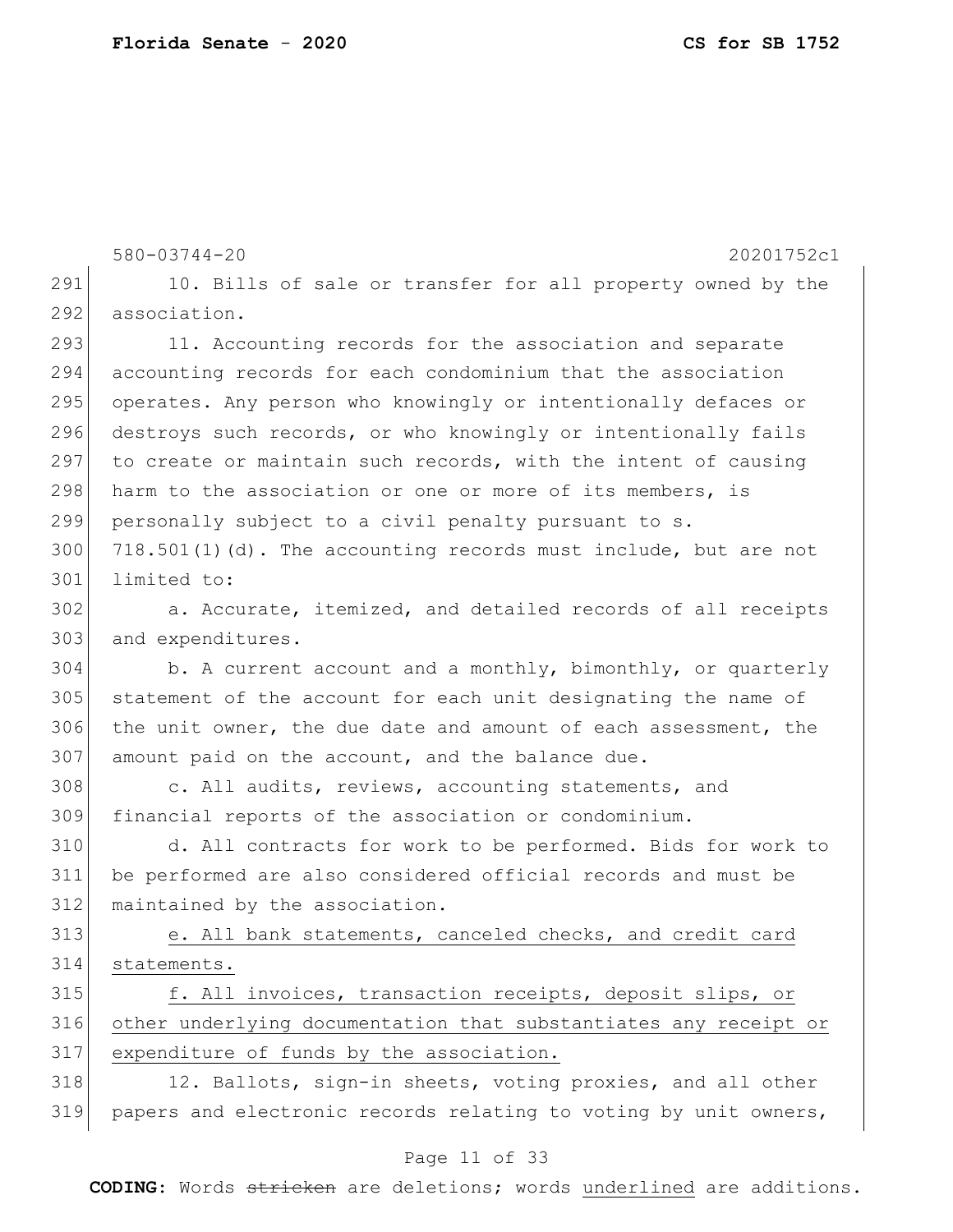10. Bills of sale or transfer for all property owned by the association.

11. Accounting records for the association and separate accounting records for each condominium that the association operates. Any person who knowingly or intentionally defaces or destroys such records, or who knowingly or intentionally fails to create or maintain such records, with the intent of causing harm to the association or one or more of its members, is personally subject to a civil penalty pursuant to s. 718.501(1)(d). The accounting records must include, but are not limited to:

a. Accurate, itemized, and detailed records of all receipts and expenditures.

b. A current account and a monthly, bimonthly, or quarterly statement of the account for each unit designating the name of the unit owner, the due date and amount of each assessment, the amount paid on the account, and the balance due.

c. All audits, reviews, accounting statements, and financial reports of the association or condominium.

d. All contracts for work to be performed. Bids for work to be performed are also considered official records and must be maintained by the association.

<u>e. All bank statements, canceled checks, and credit card statements.</u>

<u>f. All invoices, transaction receipts, deposit slips, or other underlying documentation that substantiates any receipt or expenditure of funds by the association.</u>

12. Ballots, sign-in sheets, voting proxies, and all other papers and electronic records relating to voting by unit owners,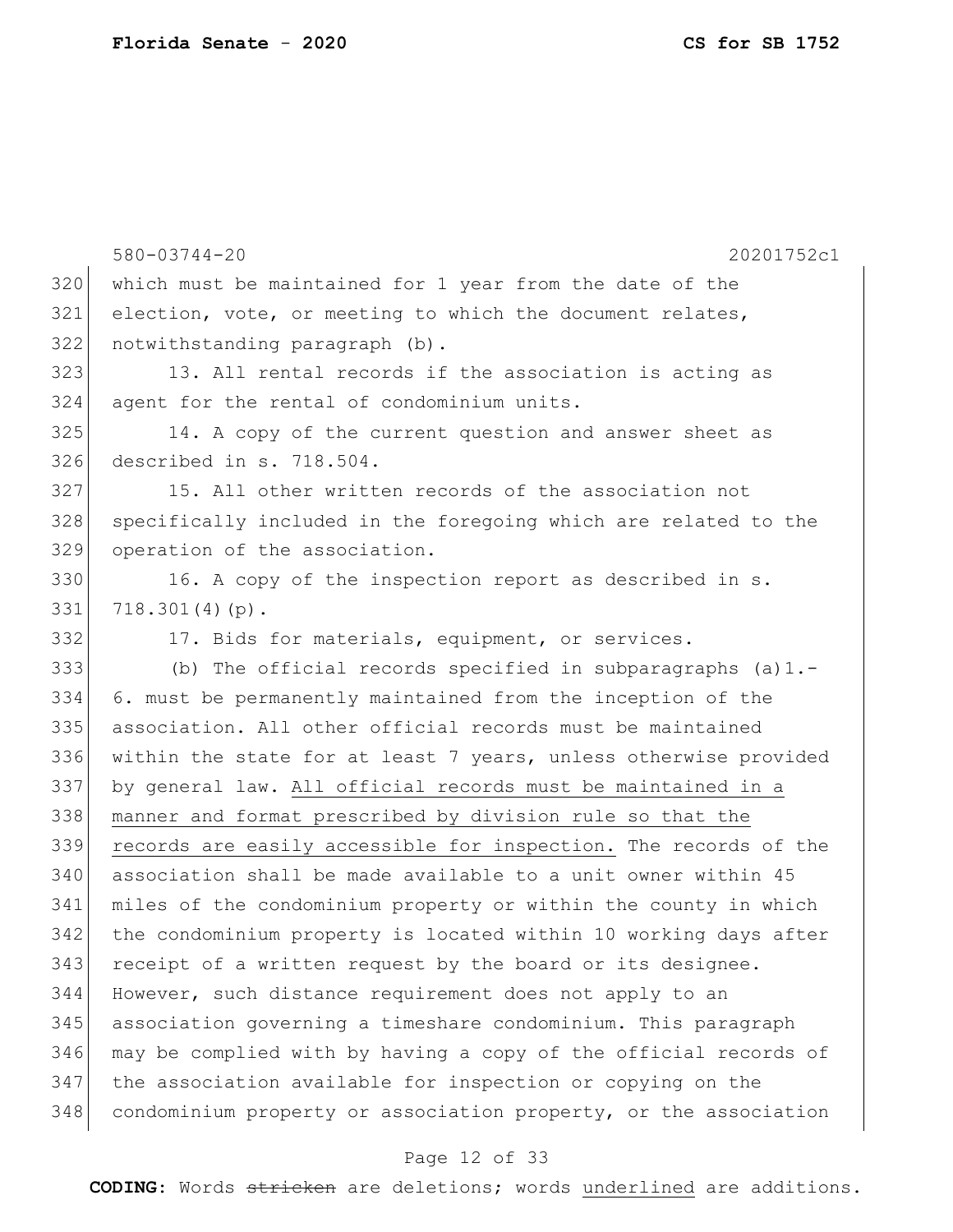which must be maintained for 1 year from the date of the election, vote, or meeting to which the document relates, notwithstanding paragraph (b).

13. All rental records if the association is acting as agent for the rental of condominium units.

14. A copy of the current question and answer sheet as described in s. 718.504.

15. All other written records of the association not specifically included in the foregoing which are related to the operation of the association.

16. A copy of the inspection report as described in s. 718.301(4)(p).

17. Bids for materials, equipment, or services.

(b) The official records specified in subparagraphs (a)1.-6. must be permanently maintained from the inception of the association. All other official records must be maintained within the state for at least 7 years, unless otherwise provided by general law. <u>All official records must be maintained in a manner and format prescribed by division rule so that the records are easily accessible for inspection.</u> The records of the association shall be made available to a unit owner within 45 miles of the condominium property or within the county in which the condominium property is located within 10 working days after receipt of a written request by the board or its designee. However, such distance requirement does not apply to an association governing a timeshare condominium. This paragraph may be complied with by having a copy of the official records of the association available for inspection or copying on the condominium property or association property, or the association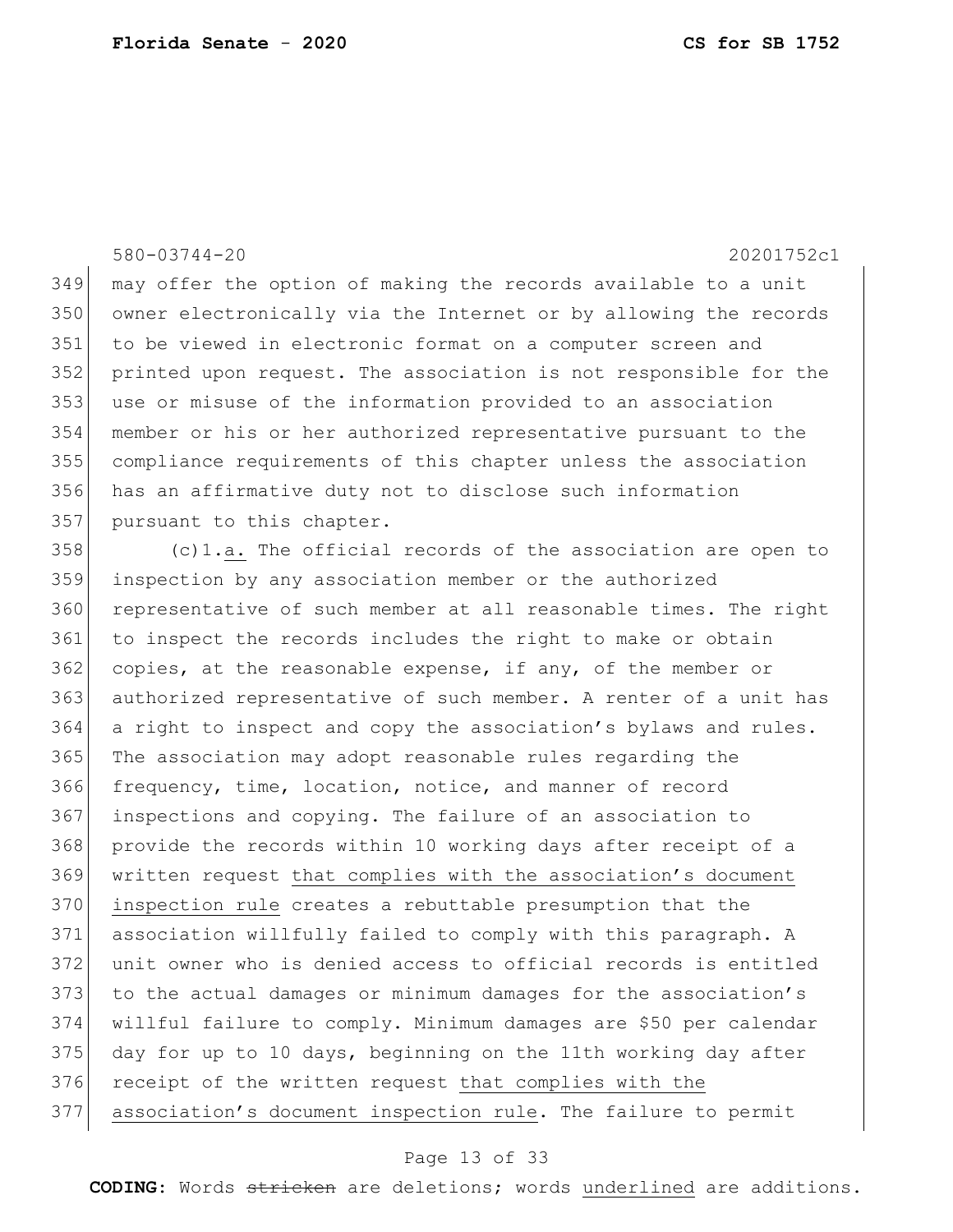may offer the option of making the records available to a unit owner electronically via the Internet or by allowing the records to be viewed in electronic format on a computer screen and printed upon request. The association is not responsible for the use or misuse of the information provided to an association member or his or her authorized representative pursuant to the compliance requirements of this chapter unless the association has an affirmative duty not to disclose such information pursuant to this chapter.

(c)1.<u>a.</u> The official records of the association are open to inspection by any association member or the authorized representative of such member at all reasonable times. The right to inspect the records includes the right to make or obtain copies, at the reasonable expense, if any, of the member or authorized representative of such member. A renter of a unit has a right to inspect and copy the association's bylaws and rules. The association may adopt reasonable rules regarding the frequency, time, location, notice, and manner of record inspections and copying. The failure of an association to provide the records within 10 working days after receipt of a written request <u>that complies with the association's document inspection rule</u> creates a rebuttable presumption that the association willfully failed to comply with this paragraph. A unit owner who is denied access to official records is entitled to the actual damages or minimum damages for the association's willful failure to comply. Minimum damages are $50 per calendar day for up to 10 days, beginning on the 11th working day after receipt of the written request <u>that complies with the association's document inspection rule</u>. The failure to permit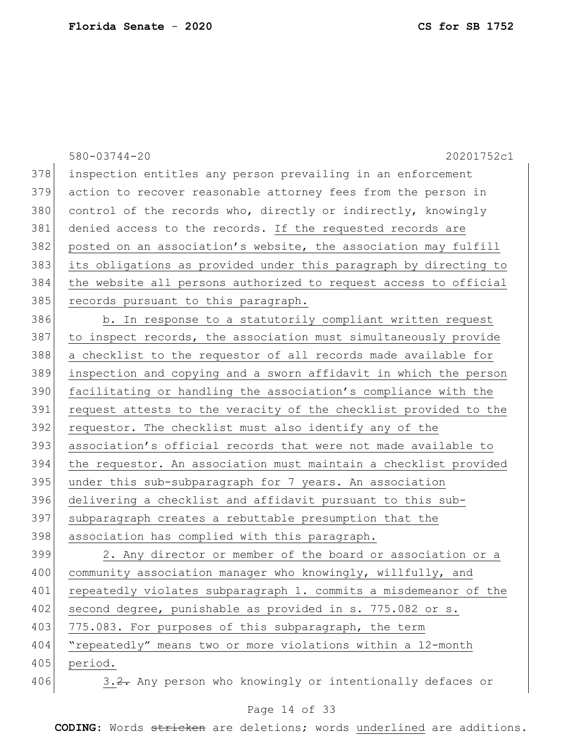580-03744-20 20201752c1

inspection entitles any person prevailing in an enforcement action to recover reasonable attorney fees from the person in control of the records who, directly or indirectly, knowingly denied access to the records. If the requested records are posted on an association's website, the association may fulfill its obligations as provided under this paragraph by directing to the website all persons authorized to request access to official records pursuant to this paragraph.

b. In response to a statutorily compliant written request to inspect records, the association must simultaneously provide a checklist to the requestor of all records made available for inspection and copying and a sworn affidavit in which the person facilitating or handling the association's compliance with the request attests to the veracity of the checklist provided to the requestor. The checklist must also identify any of the association's official records that were not made available to the requestor. An association must maintain a checklist provided under this sub-subparagraph for 7 years. An association delivering a checklist and affidavit pursuant to this sub-subparagraph creates a rebuttable presumption that the association has complied with this paragraph.

2. Any director or member of the board or association or a community association manager who knowingly, willfully, and repeatedly violates subparagraph 1. commits a misdemeanor of the second degree, punishable as provided in s. 775.082 or s. 775.083. For purposes of this subparagraph, the term "repeatedly" means two or more violations within a 12-month period.

3.~~2.~~ Any person who knowingly or intentionally defaces or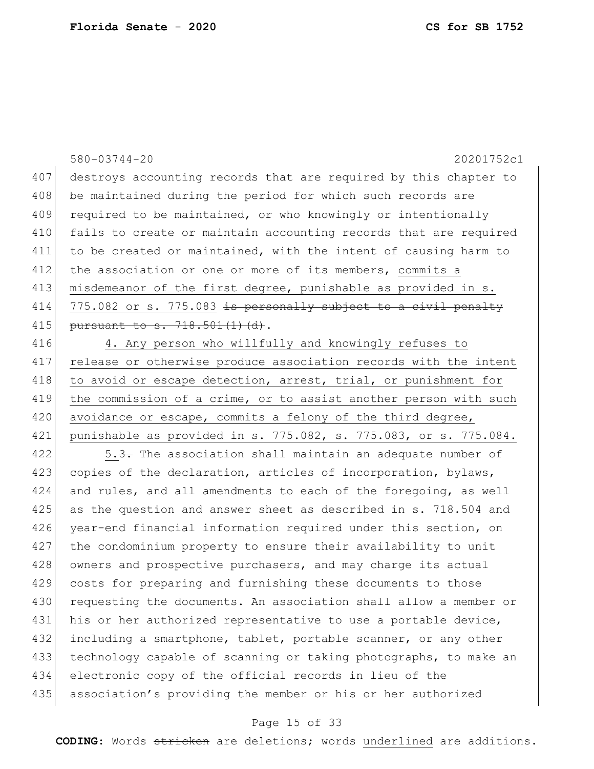destroys accounting records that are required by this chapter to be maintained during the period for which such records are required to be maintained, or who knowingly or intentionally fails to create or maintain accounting records that are required to be created or maintained, with the intent of causing harm to the association or one or more of its members, <u>commits a misdemeanor of the first degree, punishable as provided in s. 775.082 or s. 775.083</u> ~~is personally subject to a civil penalty pursuant to s. 718.501(1)(d)~~.

<u>4. Any person who willfully and knowingly refuses to release or otherwise produce association records with the intent to avoid or escape detection, arrest, trial, or punishment for the commission of a crime, or to assist another person with such avoidance or escape, commits a felony of the third degree, punishable as provided in s. 775.082, s. 775.083, or s. 775.084.</u>

<u>5.</u>~~3.~~ The association shall maintain an adequate number of copies of the declaration, articles of incorporation, bylaws, and rules, and all amendments to each of the foregoing, as well as the question and answer sheet as described in s. 718.504 and year-end financial information required under this section, on the condominium property to ensure their availability to unit owners and prospective purchasers, and may charge its actual costs for preparing and furnishing these documents to those requesting the documents. An association shall allow a member or his or her authorized representative to use a portable device, including a smartphone, tablet, portable scanner, or any other technology capable of scanning or taking photographs, to make an electronic copy of the official records in lieu of the association's providing the member or his or her authorized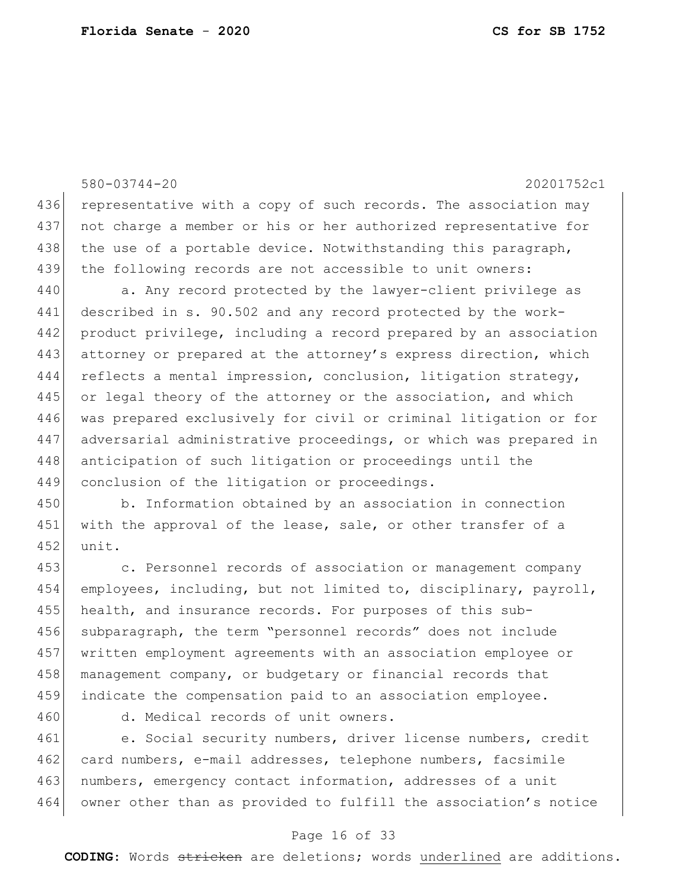representative with a copy of such records. The association may not charge a member or his or her authorized representative for the use of a portable device. Notwithstanding this paragraph, the following records are not accessible to unit owners:

a. Any record protected by the lawyer-client privilege as described in s. 90.502 and any record protected by the work-product privilege, including a record prepared by an association attorney or prepared at the attorney's express direction, which reflects a mental impression, conclusion, litigation strategy, or legal theory of the attorney or the association, and which was prepared exclusively for civil or criminal litigation or for adversarial administrative proceedings, or which was prepared in anticipation of such litigation or proceedings until the conclusion of the litigation or proceedings.

b. Information obtained by an association in connection with the approval of the lease, sale, or other transfer of a unit.

c. Personnel records of association or management company employees, including, but not limited to, disciplinary, payroll, health, and insurance records. For purposes of this sub-subparagraph, the term "personnel records" does not include written employment agreements with an association employee or management company, or budgetary or financial records that indicate the compensation paid to an association employee.

d. Medical records of unit owners.

e. Social security numbers, driver license numbers, credit card numbers, e-mail addresses, telephone numbers, facsimile numbers, emergency contact information, addresses of a unit owner other than as provided to fulfill the association's notice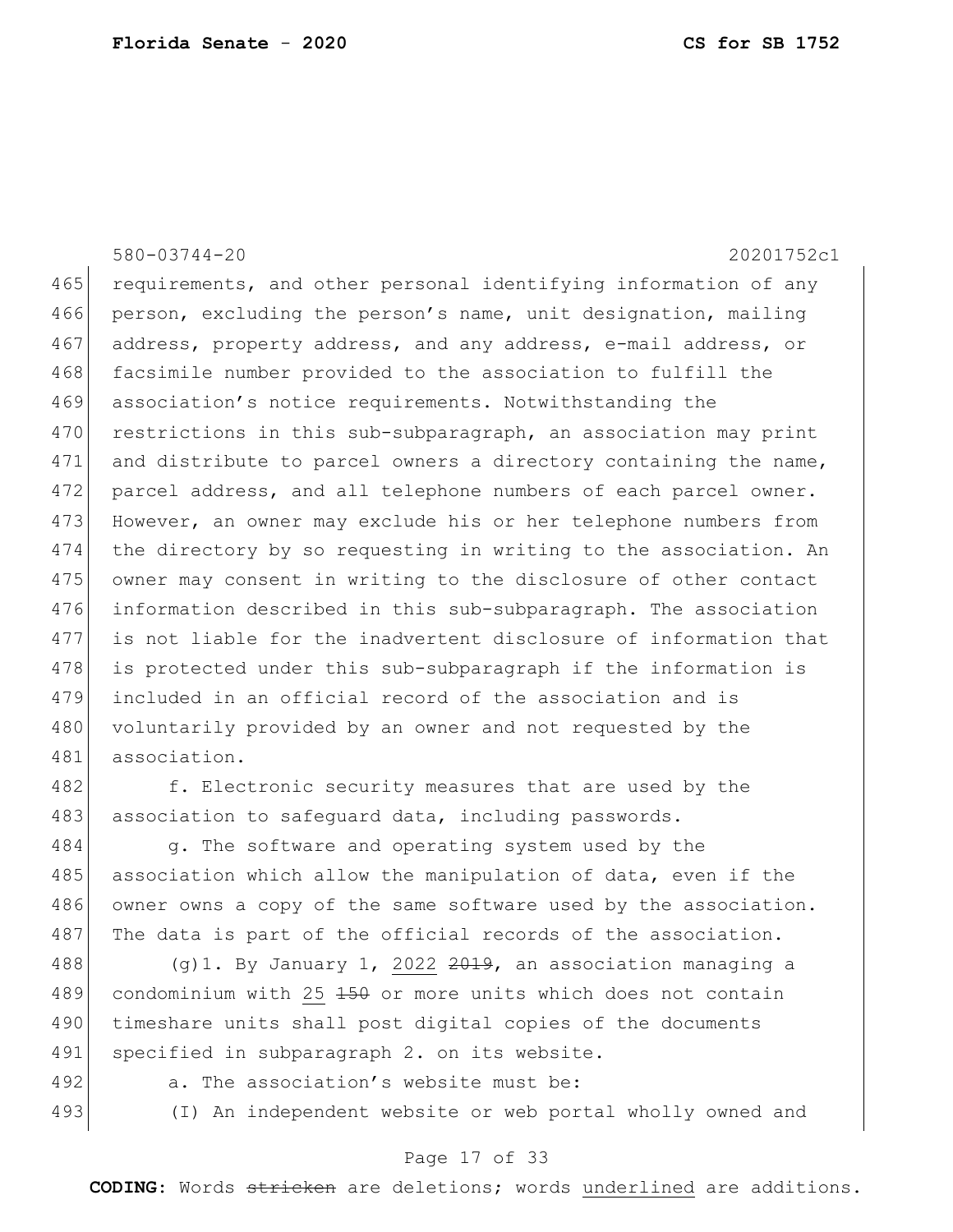requirements, and other personal identifying information of any person, excluding the person's name, unit designation, mailing address, property address, and any address, e-mail address, or facsimile number provided to the association to fulfill the association's notice requirements. Notwithstanding the restrictions in this sub-subparagraph, an association may print and distribute to parcel owners a directory containing the name, parcel address, and all telephone numbers of each parcel owner. However, an owner may exclude his or her telephone numbers from the directory by so requesting in writing to the association. An owner may consent in writing to the disclosure of other contact information described in this sub-subparagraph. The association is not liable for the inadvertent disclosure of information that is protected under this sub-subparagraph if the information is included in an official record of the association and is voluntarily provided by an owner and not requested by the association.

f. Electronic security measures that are used by the association to safeguard data, including passwords.

g. The software and operating system used by the association which allow the manipulation of data, even if the owner owns a copy of the same software used by the association. The data is part of the official records of the association.

(g)1. By January 1, 2022 ~~2019~~, an association managing a condominium with 25 ~~150~~ or more units which does not contain timeshare units shall post digital copies of the documents specified in subparagraph 2. on its website.

a. The association's website must be:

(I) An independent website or web portal wholly owned and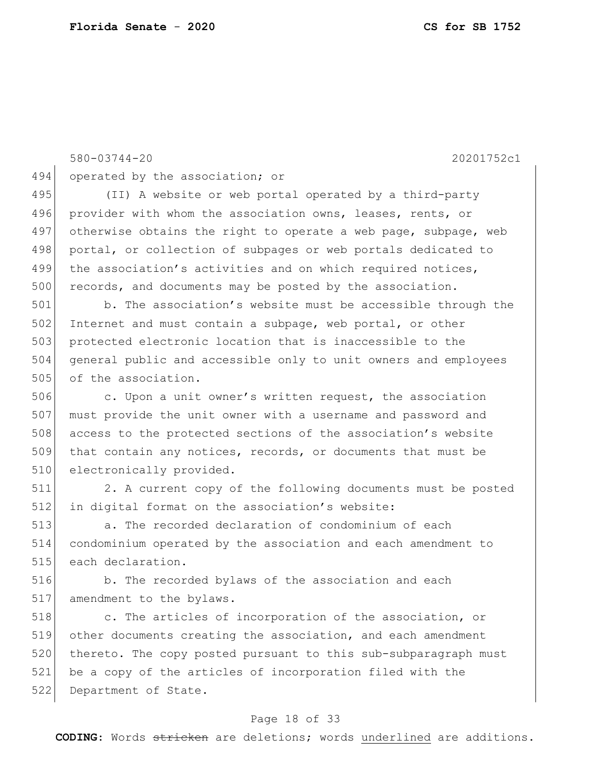580-03744-20 20201752c1

operated by the association; or

(II) A website or web portal operated by a third-party provider with whom the association owns, leases, rents, or otherwise obtains the right to operate a web page, subpage, web portal, or collection of subpages or web portals dedicated to the association's activities and on which required notices, records, and documents may be posted by the association.

b. The association's website must be accessible through the Internet and must contain a subpage, web portal, or other protected electronic location that is inaccessible to the general public and accessible only to unit owners and employees of the association.

c. Upon a unit owner's written request, the association must provide the unit owner with a username and password and access to the protected sections of the association's website that contain any notices, records, or documents that must be electronically provided.

2. A current copy of the following documents must be posted in digital format on the association's website:

a. The recorded declaration of condominium of each condominium operated by the association and each amendment to each declaration.

b. The recorded bylaws of the association and each amendment to the bylaws.

c. The articles of incorporation of the association, or other documents creating the association, and each amendment thereto. The copy posted pursuant to this sub-subparagraph must be a copy of the articles of incorporation filed with the Department of State.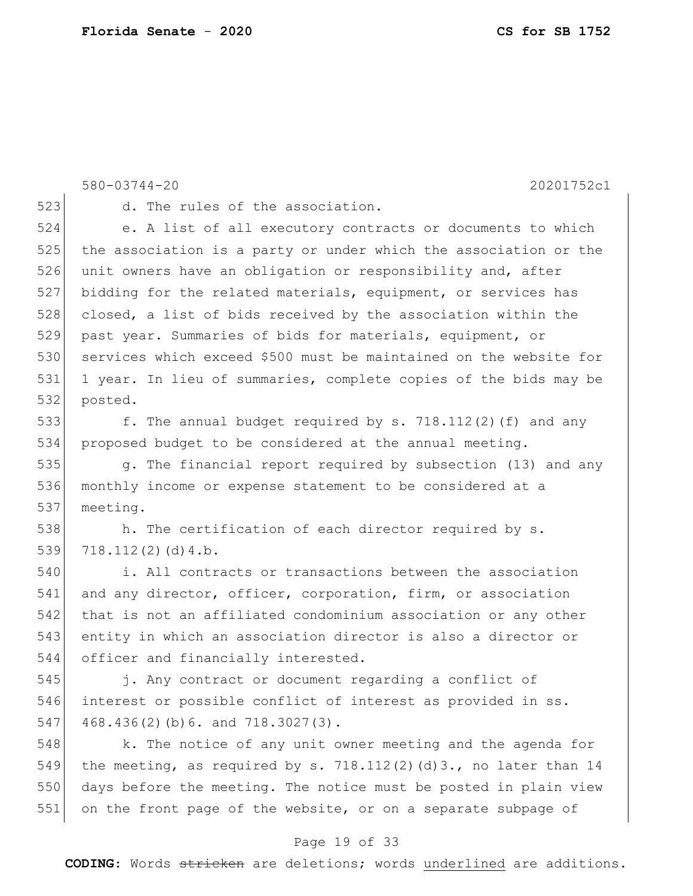d. The rules of the association.

e. A list of all executory contracts or documents to which the association is a party or under which the association or the unit owners have an obligation or responsibility and, after bidding for the related materials, equipment, or services has closed, a list of bids received by the association within the past year. Summaries of bids for materials, equipment, or services which exceed $500 must be maintained on the website for 1 year. In lieu of summaries, complete copies of the bids may be posted.

f. The annual budget required by s. 718.112(2)(f) and any proposed budget to be considered at the annual meeting.

g. The financial report required by subsection (13) and any monthly income or expense statement to be considered at a meeting.

h. The certification of each director required by s. 718.112(2)(d)4.b.

i. All contracts or transactions between the association and any director, officer, corporation, firm, or association that is not an affiliated condominium association or any other entity in which an association director is also a director or officer and financially interested.

j. Any contract or document regarding a conflict of interest or possible conflict of interest as provided in ss. 468.436(2)(b)6. and 718.3027(3).

k. The notice of any unit owner meeting and the agenda for the meeting, as required by s. 718.112(2)(d)3., no later than 14 days before the meeting. The notice must be posted in plain view on the front page of the website, or on a separate subpage of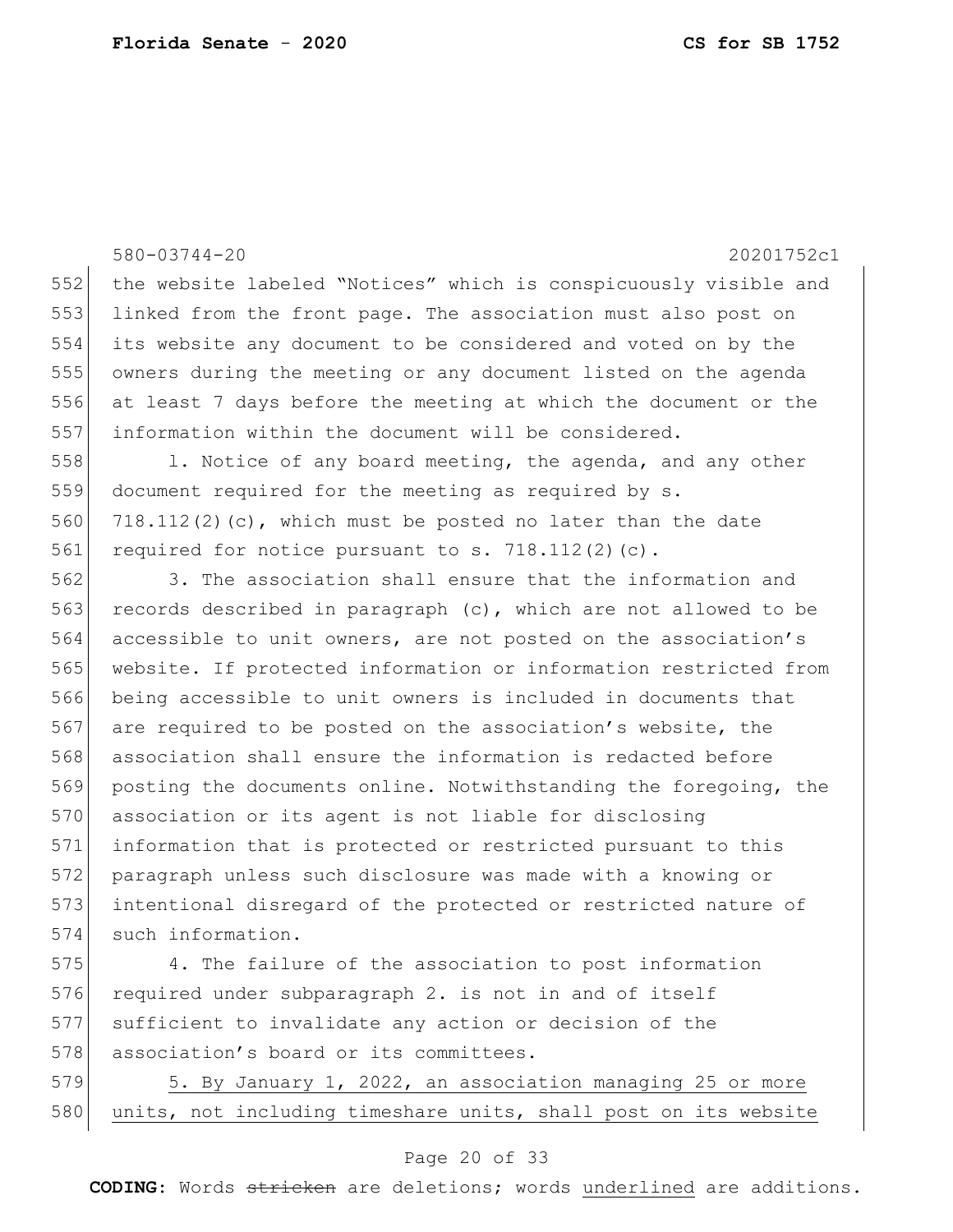the website labeled "Notices" which is conspicuously visible and linked from the front page. The association must also post on its website any document to be considered and voted on by the owners during the meeting or any document listed on the agenda at least 7 days before the meeting at which the document or the information within the document will be considered.

l. Notice of any board meeting, the agenda, and any other document required for the meeting as required by s. 718.112(2)(c), which must be posted no later than the date required for notice pursuant to s. 718.112(2)(c).

3. The association shall ensure that the information and records described in paragraph (c), which are not allowed to be accessible to unit owners, are not posted on the association's website. If protected information or information restricted from being accessible to unit owners is included in documents that are required to be posted on the association's website, the association shall ensure the information is redacted before posting the documents online. Notwithstanding the foregoing, the association or its agent is not liable for disclosing information that is protected or restricted pursuant to this paragraph unless such disclosure was made with a knowing or intentional disregard of the protected or restricted nature of such information.

4. The failure of the association to post information required under subparagraph 2. is not in and of itself sufficient to invalidate any action or decision of the association's board or its committees.

<u>5. By January 1, 2022, an association managing 25 or more units, not including timeshare units, shall post on its website</u>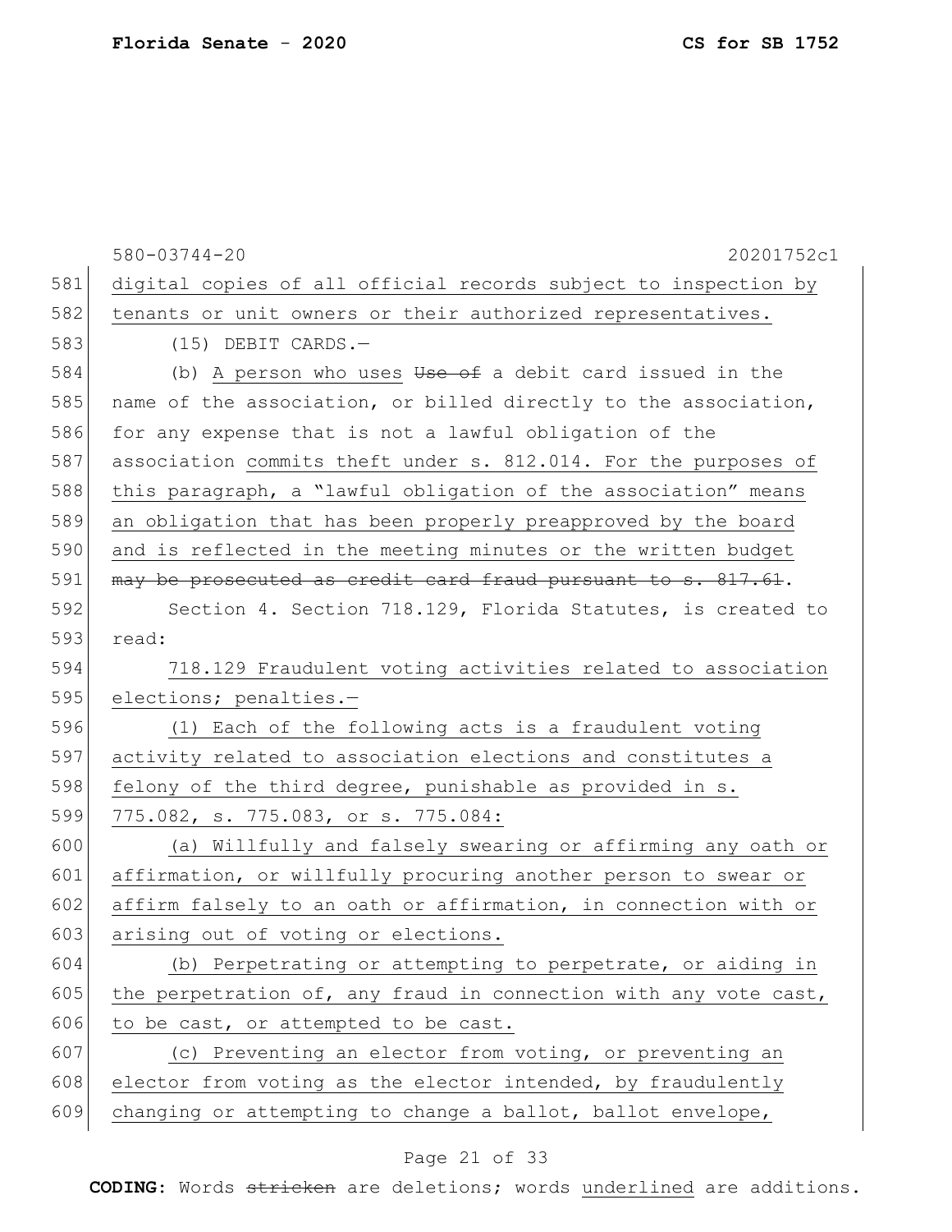digital copies of all official records subject to inspection by tenants or unit owners or their authorized representatives.

(15) DEBIT CARDS.—

(b) A person who uses ~~Use of~~ a debit card issued in the name of the association, or billed directly to the association, for any expense that is not a lawful obligation of the association commits theft under s. 812.014. For the purposes of this paragraph, a "lawful obligation of the association" means an obligation that has been properly preapproved by the board and is reflected in the meeting minutes or the written budget ~~may be prosecuted as credit card fraud pursuant to s. 817.61~~.

Section 4. Section 718.129, Florida Statutes, is created to read:

718.129 Fraudulent voting activities related to association elections; penalties.—

(1) Each of the following acts is a fraudulent voting activity related to association elections and constitutes a felony of the third degree, punishable as provided in s. 775.082, s. 775.083, or s. 775.084:

(a) Willfully and falsely swearing or affirming any oath or affirmation, or willfully procuring another person to swear or affirm falsely to an oath or affirmation, in connection with or arising out of voting or elections.

(b) Perpetrating or attempting to perpetrate, or aiding in the perpetration of, any fraud in connection with any vote cast, to be cast, or attempted to be cast.

(c) Preventing an elector from voting, or preventing an elector from voting as the elector intended, by fraudulently changing or attempting to change a ballot, ballot envelope,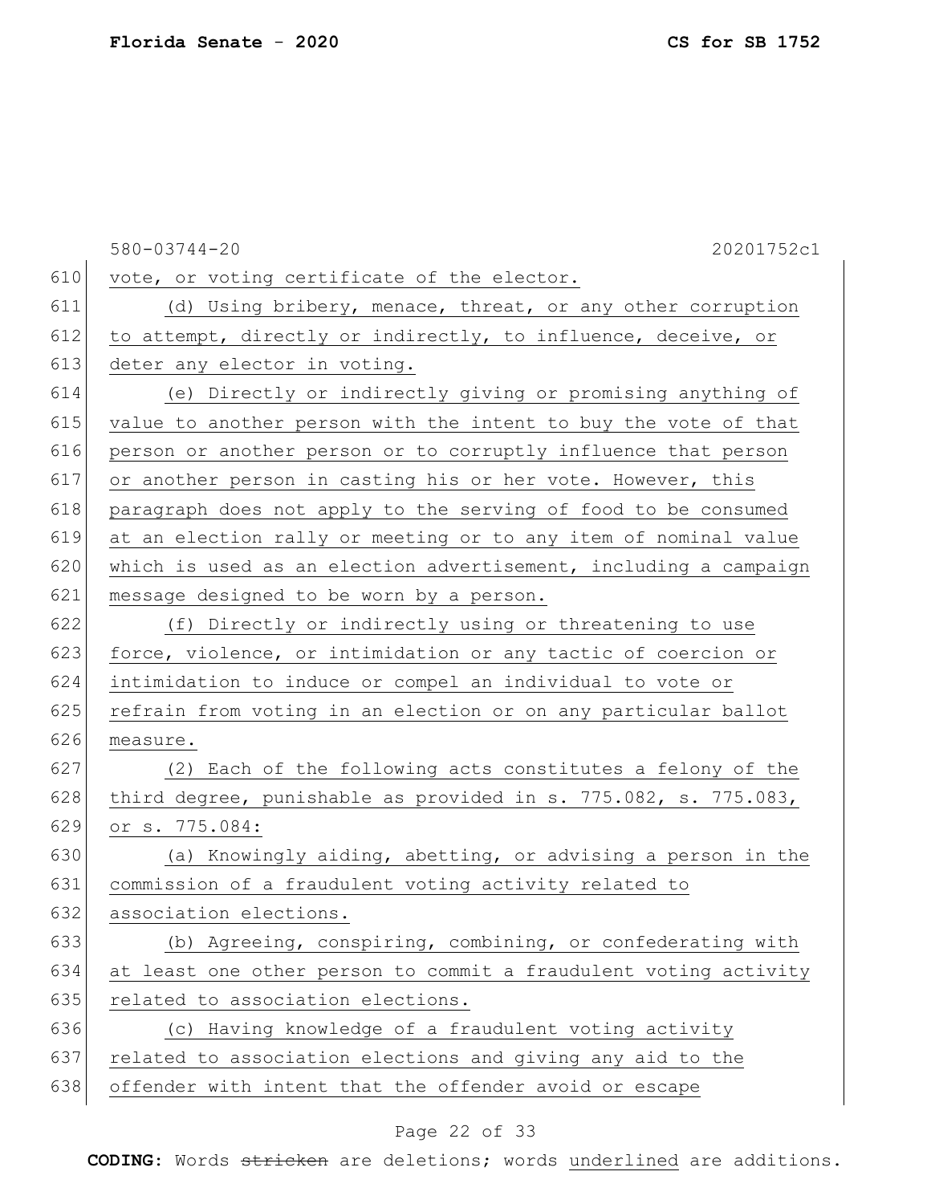vote, or voting certificate of the elector.

(d) Using bribery, menace, threat, or any other corruption to attempt, directly or indirectly, to influence, deceive, or deter any elector in voting.

(e) Directly or indirectly giving or promising anything of value to another person with the intent to buy the vote of that person or another person or to corruptly influence that person or another person in casting his or her vote. However, this paragraph does not apply to the serving of food to be consumed at an election rally or meeting or to any item of nominal value which is used as an election advertisement, including a campaign message designed to be worn by a person.

(f) Directly or indirectly using or threatening to use force, violence, or intimidation or any tactic of coercion or intimidation to induce or compel an individual to vote or refrain from voting in an election or on any particular ballot measure.

(2) Each of the following acts constitutes a felony of the third degree, punishable as provided in s. 775.082, s. 775.083, or s. 775.084:

(a) Knowingly aiding, abetting, or advising a person in the commission of a fraudulent voting activity related to association elections.

(b) Agreeing, conspiring, combining, or confederating with at least one other person to commit a fraudulent voting activity related to association elections.

(c) Having knowledge of a fraudulent voting activity related to association elections and giving any aid to the offender with intent that the offender avoid or escape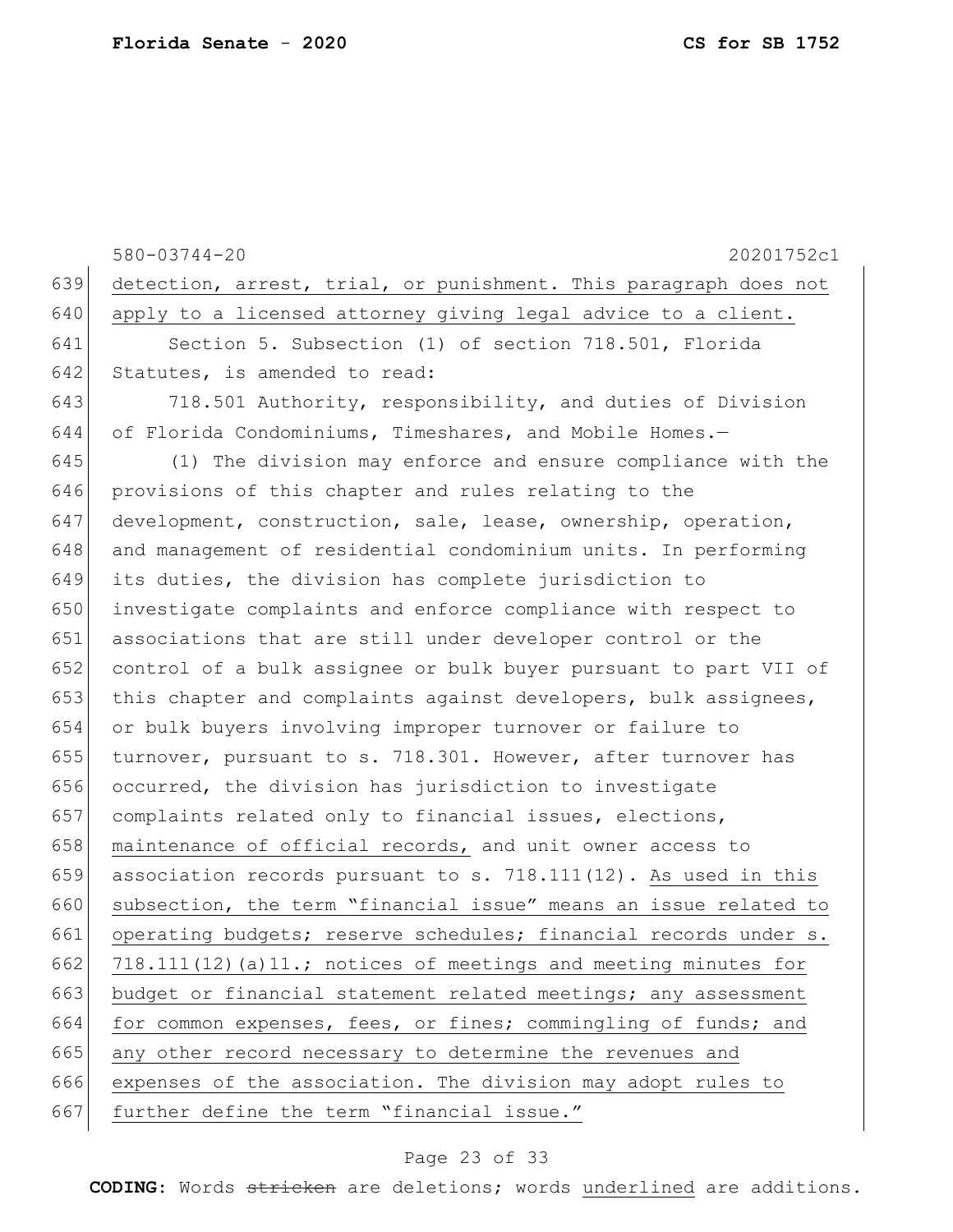580-03744-20 20201752c1

detection, arrest, trial, or punishment. This paragraph does not apply to a licensed attorney giving legal advice to a client.

Section 5. Subsection (1) of section 718.501, Florida Statutes, is amended to read:

718.501 Authority, responsibility, and duties of Division of Florida Condominiums, Timeshares, and Mobile Homes.—

(1) The division may enforce and ensure compliance with the provisions of this chapter and rules relating to the development, construction, sale, lease, ownership, operation, and management of residential condominium units. In performing its duties, the division has complete jurisdiction to investigate complaints and enforce compliance with respect to associations that are still under developer control or the control of a bulk assignee or bulk buyer pursuant to part VII of this chapter and complaints against developers, bulk assignees, or bulk buyers involving improper turnover or failure to turnover, pursuant to s. 718.301. However, after turnover has occurred, the division has jurisdiction to investigate complaints related only to financial issues, elections, maintenance of official records, and unit owner access to association records pursuant to s. 718.111(12). As used in this subsection, the term "financial issue" means an issue related to operating budgets; reserve schedules; financial records under s. 718.111(12)(a)11.; notices of meetings and meeting minutes for budget or financial statement related meetings; any assessment for common expenses, fees, or fines; commingling of funds; and any other record necessary to determine the revenues and expenses of the association. The division may adopt rules to further define the term "financial issue."

**CODING:** Words ~~stricken~~ are deletions; words underlined are additions.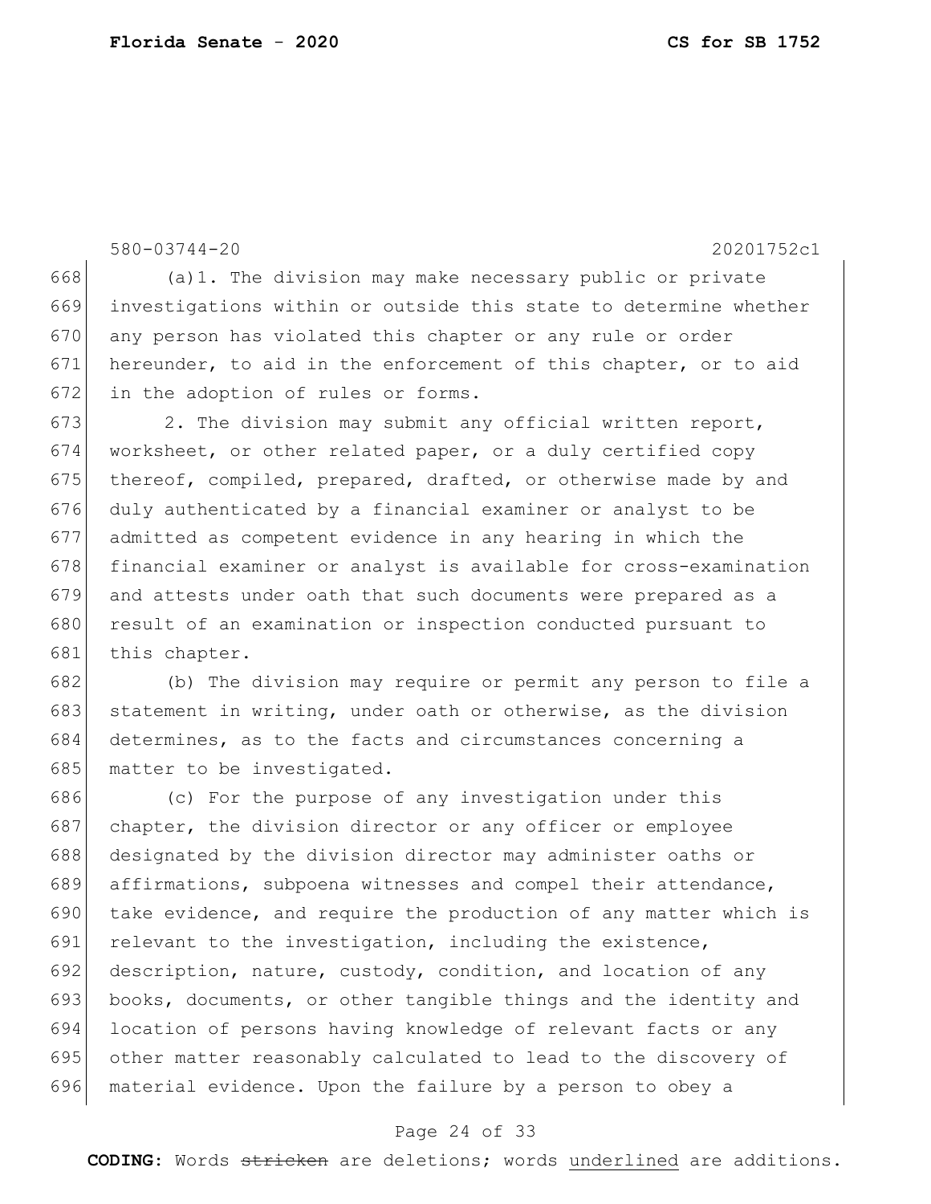(a)1. The division may make necessary public or private investigations within or outside this state to determine whether any person has violated this chapter or any rule or order hereunder, to aid in the enforcement of this chapter, or to aid in the adoption of rules or forms.

2. The division may submit any official written report, worksheet, or other related paper, or a duly certified copy thereof, compiled, prepared, drafted, or otherwise made by and duly authenticated by a financial examiner or analyst to be admitted as competent evidence in any hearing in which the financial examiner or analyst is available for cross-examination and attests under oath that such documents were prepared as a result of an examination or inspection conducted pursuant to this chapter.

(b) The division may require or permit any person to file a statement in writing, under oath or otherwise, as the division determines, as to the facts and circumstances concerning a matter to be investigated.

(c) For the purpose of any investigation under this chapter, the division director or any officer or employee designated by the division director may administer oaths or affirmations, subpoena witnesses and compel their attendance, take evidence, and require the production of any matter which is relevant to the investigation, including the existence, description, nature, custody, condition, and location of any books, documents, or other tangible things and the identity and location of persons having knowledge of relevant facts or any other matter reasonably calculated to lead to the discovery of material evidence. Upon the failure by a person to obey a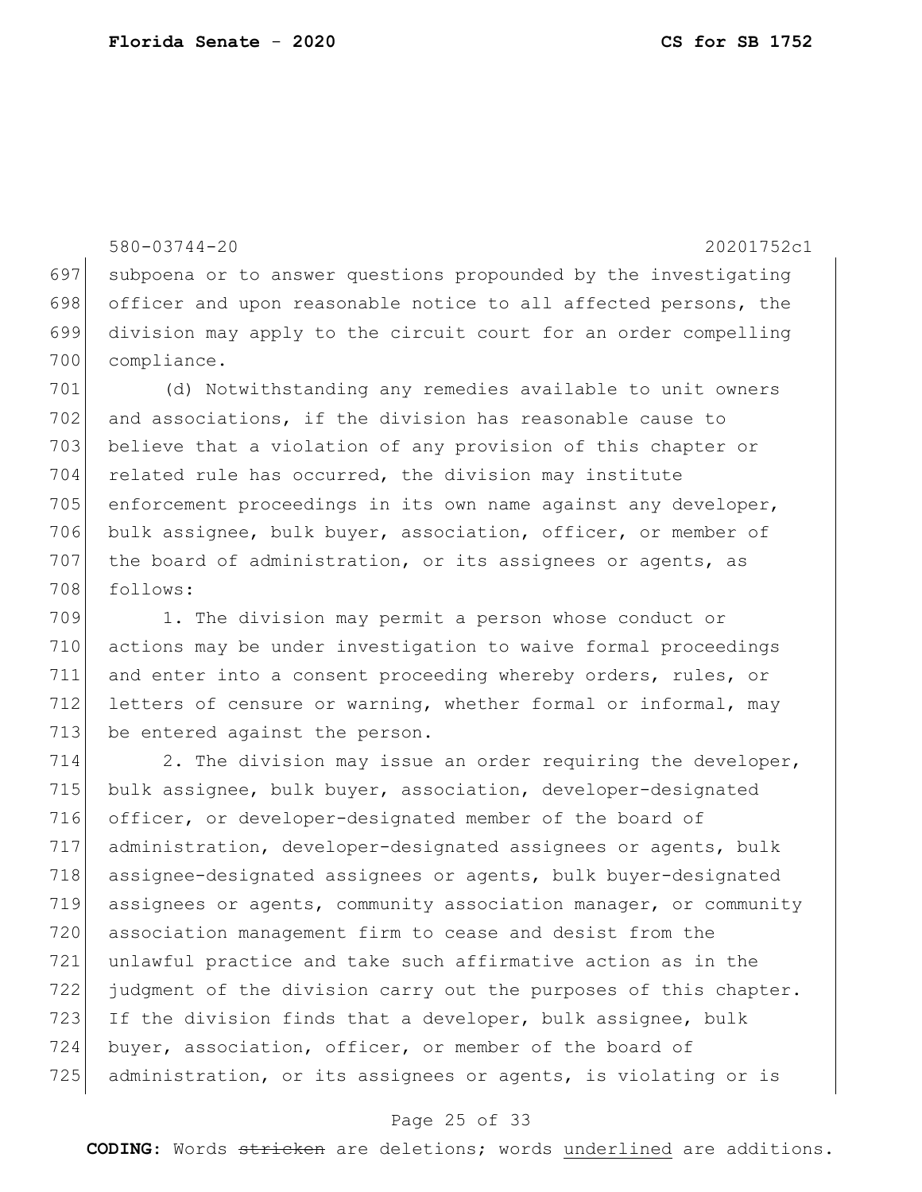580-03744-20 20201752c1

697 subpoena or to answer questions propounded by the investigating
698 officer and upon reasonable notice to all affected persons, the
699 division may apply to the circuit court for an order compelling
700 compliance.

701 (d) Notwithstanding any remedies available to unit owners
702 and associations, if the division has reasonable cause to
703 believe that a violation of any provision of this chapter or
704 related rule has occurred, the division may institute
705 enforcement proceedings in its own name against any developer,
706 bulk assignee, bulk buyer, association, officer, or member of
707 the board of administration, or its assignees or agents, as
708 follows:

709 1. The division may permit a person whose conduct or
710 actions may be under investigation to waive formal proceedings
711 and enter into a consent proceeding whereby orders, rules, or
712 letters of censure or warning, whether formal or informal, may
713 be entered against the person.

714 2. The division may issue an order requiring the developer,
715 bulk assignee, bulk buyer, association, developer-designated
716 officer, or developer-designated member of the board of
717 administration, developer-designated assignees or agents, bulk
718 assignee-designated assignees or agents, bulk buyer-designated
719 assignees or agents, community association manager, or community
720 association management firm to cease and desist from the
721 unlawful practice and take such affirmative action as in the
722 judgment of the division carry out the purposes of this chapter.
723 If the division finds that a developer, bulk assignee, bulk
724 buyer, association, officer, or member of the board of
725 administration, or its assignees or agents, is violating or is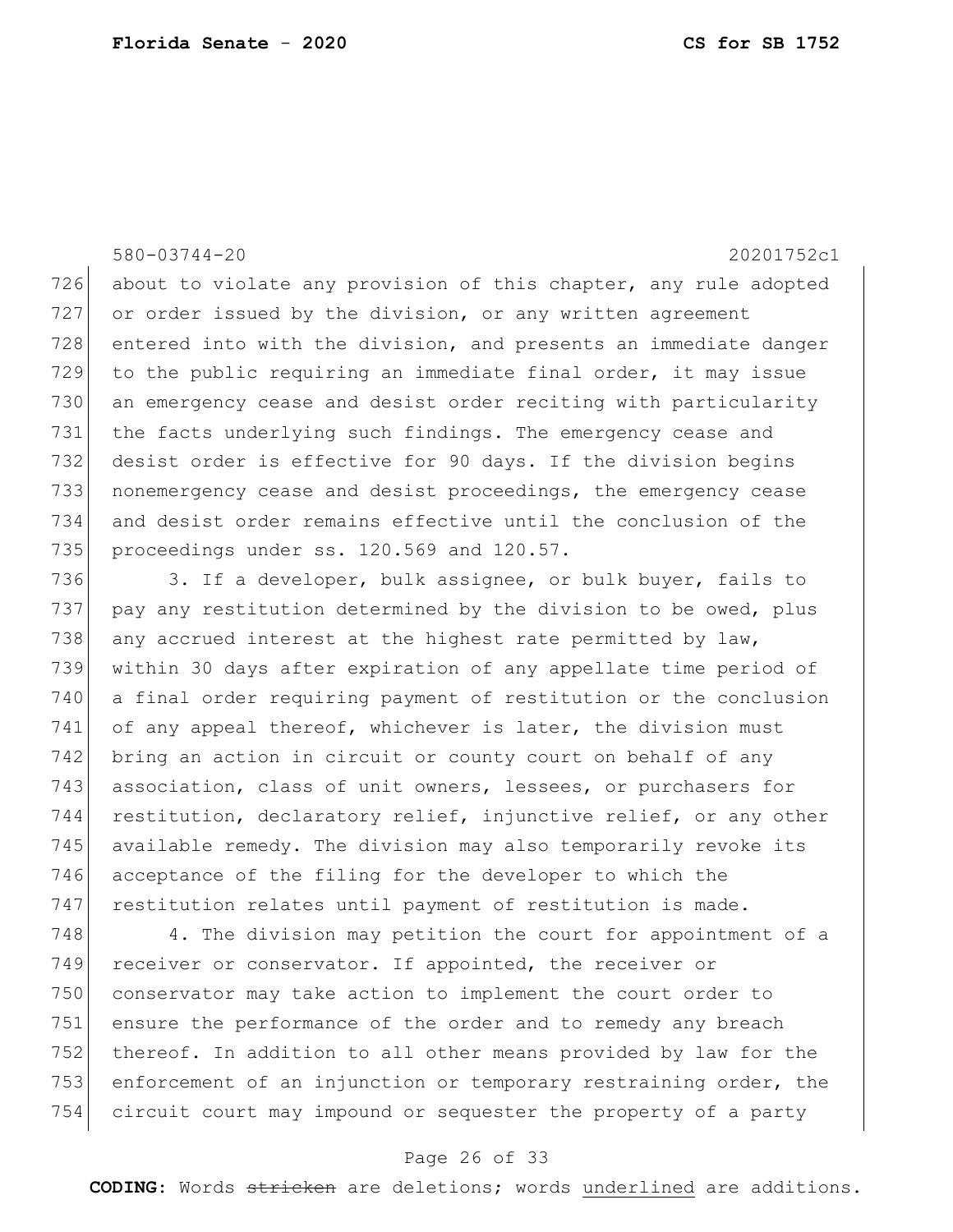about to violate any provision of this chapter, any rule adopted or order issued by the division, or any written agreement entered into with the division, and presents an immediate danger to the public requiring an immediate final order, it may issue an emergency cease and desist order reciting with particularity the facts underlying such findings. The emergency cease and desist order is effective for 90 days. If the division begins nonemergency cease and desist proceedings, the emergency cease and desist order remains effective until the conclusion of the proceedings under ss. 120.569 and 120.57.

3. If a developer, bulk assignee, or bulk buyer, fails to pay any restitution determined by the division to be owed, plus any accrued interest at the highest rate permitted by law, within 30 days after expiration of any appellate time period of a final order requiring payment of restitution or the conclusion of any appeal thereof, whichever is later, the division must bring an action in circuit or county court on behalf of any association, class of unit owners, lessees, or purchasers for restitution, declaratory relief, injunctive relief, or any other available remedy. The division may also temporarily revoke its acceptance of the filing for the developer to which the restitution relates until payment of restitution is made.

4. The division may petition the court for appointment of a receiver or conservator. If appointed, the receiver or conservator may take action to implement the court order to ensure the performance of the order and to remedy any breach thereof. In addition to all other means provided by law for the enforcement of an injunction or temporary restraining order, the circuit court may impound or sequester the property of a party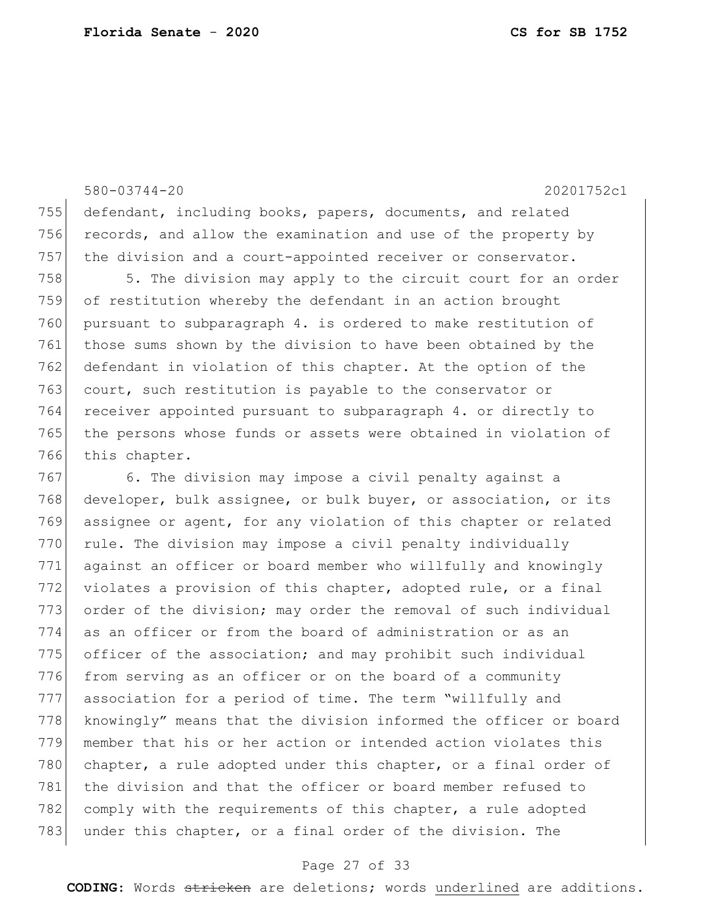defendant, including books, papers, documents, and related records, and allow the examination and use of the property by the division and a court-appointed receiver or conservator.

5. The division may apply to the circuit court for an order of restitution whereby the defendant in an action brought pursuant to subparagraph 4. is ordered to make restitution of those sums shown by the division to have been obtained by the defendant in violation of this chapter. At the option of the court, such restitution is payable to the conservator or receiver appointed pursuant to subparagraph 4. or directly to the persons whose funds or assets were obtained in violation of this chapter.

6. The division may impose a civil penalty against a developer, bulk assignee, or bulk buyer, or association, or its assignee or agent, for any violation of this chapter or related rule. The division may impose a civil penalty individually against an officer or board member who willfully and knowingly violates a provision of this chapter, adopted rule, or a final order of the division; may order the removal of such individual as an officer or from the board of administration or as an officer of the association; and may prohibit such individual from serving as an officer or on the board of a community association for a period of time. The term "willfully and knowingly" means that the division informed the officer or board member that his or her action or intended action violates this chapter, a rule adopted under this chapter, or a final order of the division and that the officer or board member refused to comply with the requirements of this chapter, a rule adopted under this chapter, or a final order of the division. The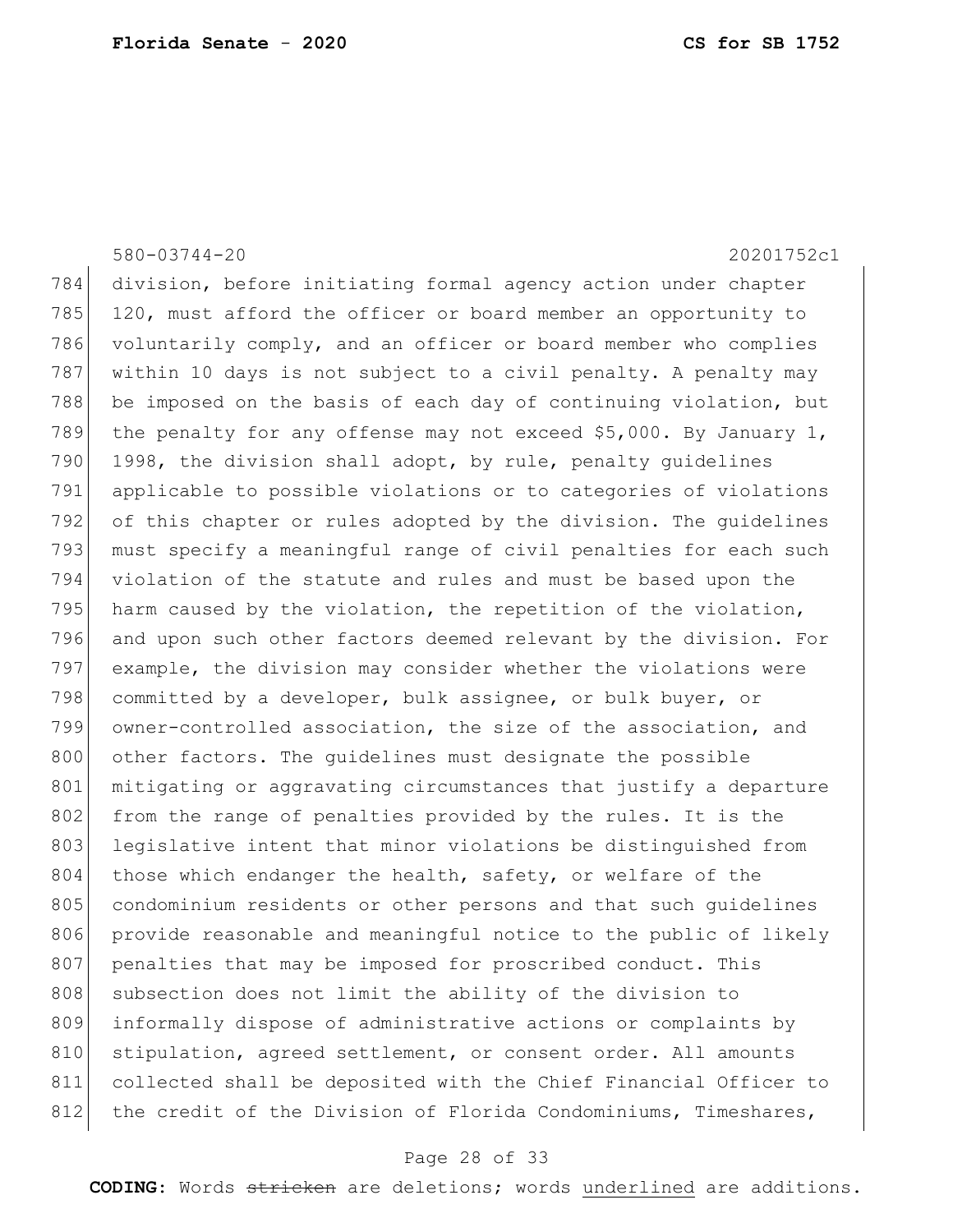division, before initiating formal agency action under chapter 120, must afford the officer or board member an opportunity to voluntarily comply, and an officer or board member who complies within 10 days is not subject to a civil penalty. A penalty may be imposed on the basis of each day of continuing violation, but the penalty for any offense may not exceed $5,000. By January 1, 1998, the division shall adopt, by rule, penalty guidelines applicable to possible violations or to categories of violations of this chapter or rules adopted by the division. The guidelines must specify a meaningful range of civil penalties for each such violation of the statute and rules and must be based upon the harm caused by the violation, the repetition of the violation, and upon such other factors deemed relevant by the division. For example, the division may consider whether the violations were committed by a developer, bulk assignee, or bulk buyer, or owner-controlled association, the size of the association, and other factors. The guidelines must designate the possible mitigating or aggravating circumstances that justify a departure from the range of penalties provided by the rules. It is the legislative intent that minor violations be distinguished from those which endanger the health, safety, or welfare of the condominium residents or other persons and that such guidelines provide reasonable and meaningful notice to the public of likely penalties that may be imposed for proscribed conduct. This subsection does not limit the ability of the division to informally dispose of administrative actions or complaints by stipulation, agreed settlement, or consent order. All amounts collected shall be deposited with the Chief Financial Officer to the credit of the Division of Florida Condominiums, Timeshares,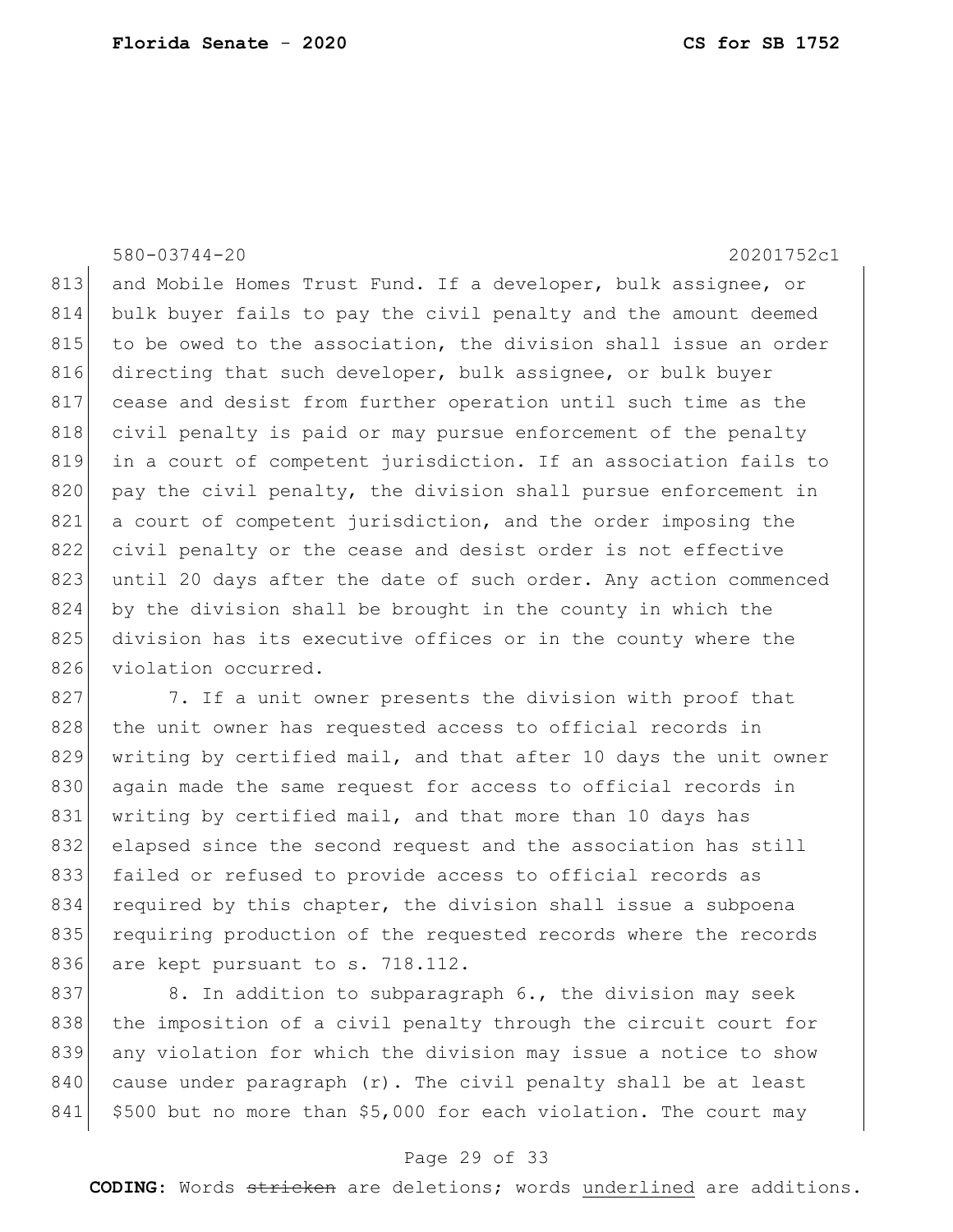580-03744-20 20201752c1

and Mobile Homes Trust Fund. If a developer, bulk assignee, or bulk buyer fails to pay the civil penalty and the amount deemed to be owed to the association, the division shall issue an order directing that such developer, bulk assignee, or bulk buyer cease and desist from further operation until such time as the civil penalty is paid or may pursue enforcement of the penalty in a court of competent jurisdiction. If an association fails to pay the civil penalty, the division shall pursue enforcement in a court of competent jurisdiction, and the order imposing the civil penalty or the cease and desist order is not effective until 20 days after the date of such order. Any action commenced by the division shall be brought in the county in which the division has its executive offices or in the county where the violation occurred.

7. If a unit owner presents the division with proof that the unit owner has requested access to official records in writing by certified mail, and that after 10 days the unit owner again made the same request for access to official records in writing by certified mail, and that more than 10 days has elapsed since the second request and the association has still failed or refused to provide access to official records as required by this chapter, the division shall issue a subpoena requiring production of the requested records where the records are kept pursuant to s. 718.112.

8. In addition to subparagraph 6., the division may seek the imposition of a civil penalty through the circuit court for any violation for which the division may issue a notice to show cause under paragraph (r). The civil penalty shall be at least $500 but no more than $5,000 for each violation. The court may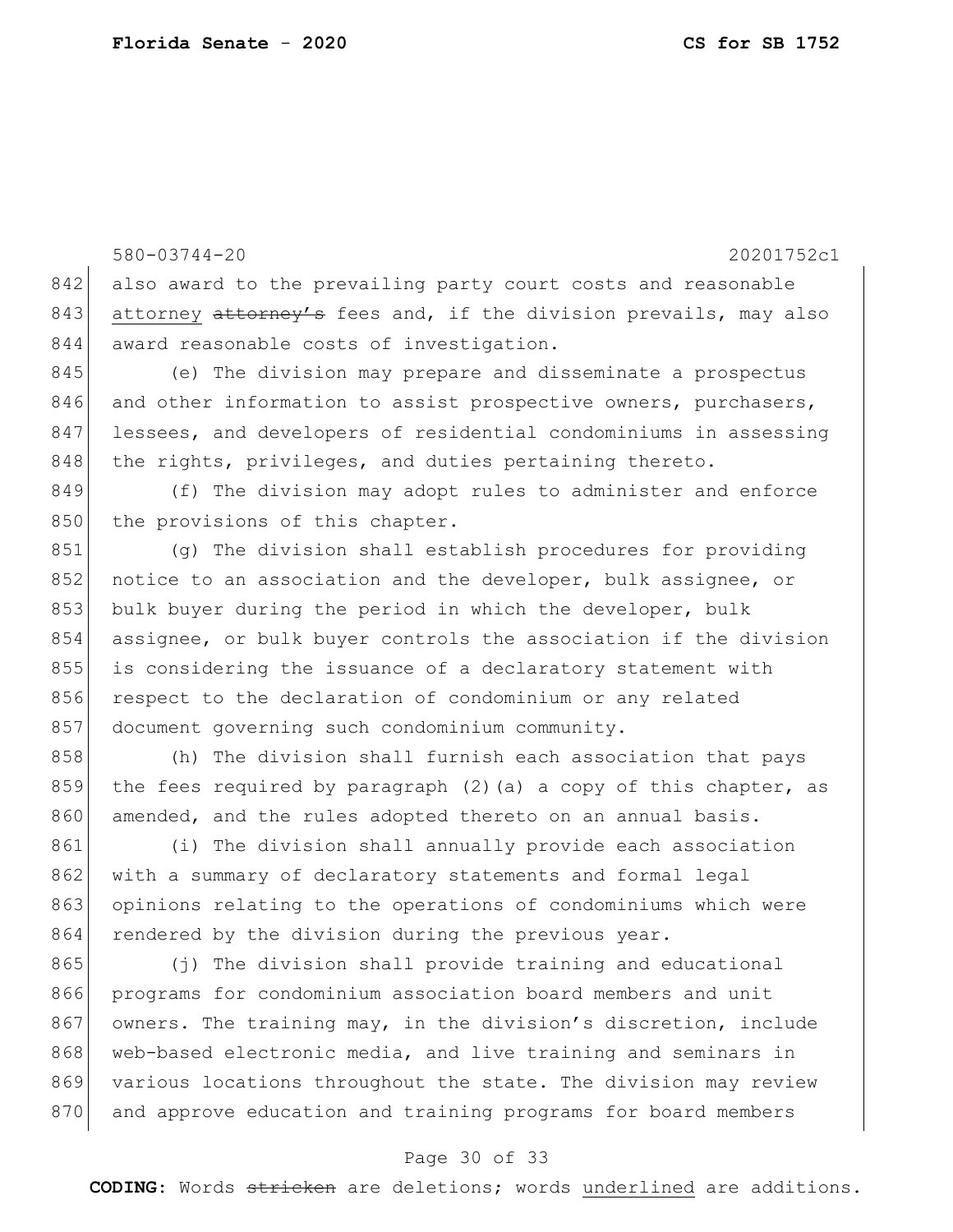also award to the prevailing party court costs and reasonable <u>attorney</u> ~~attorney's~~ fees and, if the division prevails, may also award reasonable costs of investigation.

(e) The division may prepare and disseminate a prospectus and other information to assist prospective owners, purchasers, lessees, and developers of residential condominiums in assessing the rights, privileges, and duties pertaining thereto.

(f) The division may adopt rules to administer and enforce the provisions of this chapter.

(g) The division shall establish procedures for providing notice to an association and the developer, bulk assignee, or bulk buyer during the period in which the developer, bulk assignee, or bulk buyer controls the association if the division is considering the issuance of a declaratory statement with respect to the declaration of condominium or any related document governing such condominium community.

(h) The division shall furnish each association that pays the fees required by paragraph (2)(a) a copy of this chapter, as amended, and the rules adopted thereto on an annual basis.

(i) The division shall annually provide each association with a summary of declaratory statements and formal legal opinions relating to the operations of condominiums which were rendered by the division during the previous year.

(j) The division shall provide training and educational programs for condominium association board members and unit owners. The training may, in the division's discretion, include web-based electronic media, and live training and seminars in various locations throughout the state. The division may review and approve education and training programs for board members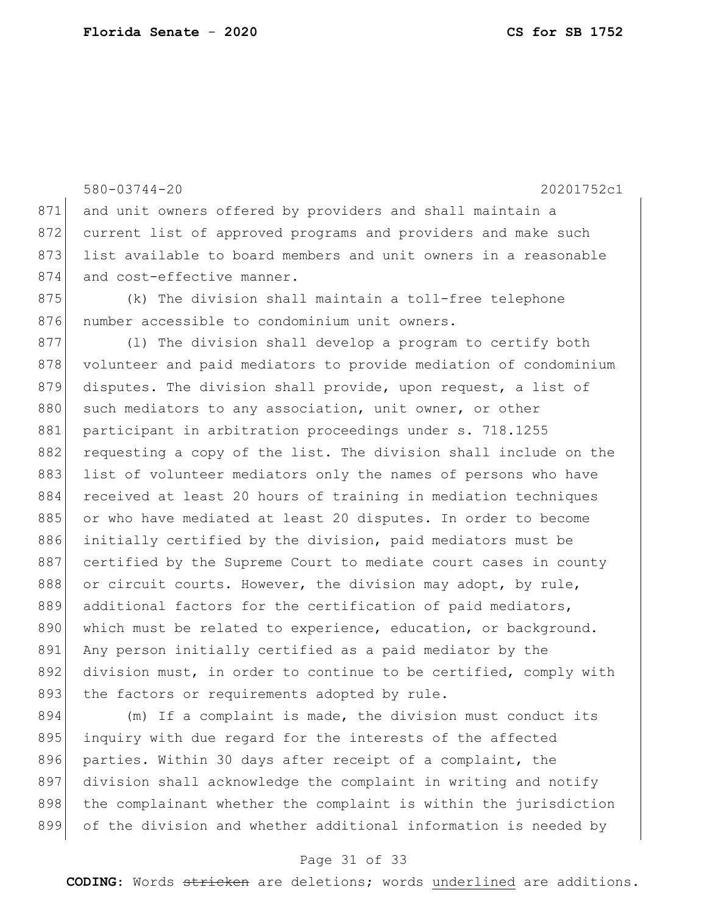and unit owners offered by providers and shall maintain a current list of approved programs and providers and make such list available to board members and unit owners in a reasonable and cost-effective manner.

(k) The division shall maintain a toll-free telephone number accessible to condominium unit owners.

(l) The division shall develop a program to certify both volunteer and paid mediators to provide mediation of condominium disputes. The division shall provide, upon request, a list of such mediators to any association, unit owner, or other participant in arbitration proceedings under s. 718.1255 requesting a copy of the list. The division shall include on the list of volunteer mediators only the names of persons who have received at least 20 hours of training in mediation techniques or who have mediated at least 20 disputes. In order to become initially certified by the division, paid mediators must be certified by the Supreme Court to mediate court cases in county or circuit courts. However, the division may adopt, by rule, additional factors for the certification of paid mediators, which must be related to experience, education, or background. Any person initially certified as a paid mediator by the division must, in order to continue to be certified, comply with the factors or requirements adopted by rule.

(m) If a complaint is made, the division must conduct its inquiry with due regard for the interests of the affected parties. Within 30 days after receipt of a complaint, the division shall acknowledge the complaint in writing and notify the complainant whether the complaint is within the jurisdiction of the division and whether additional information is needed by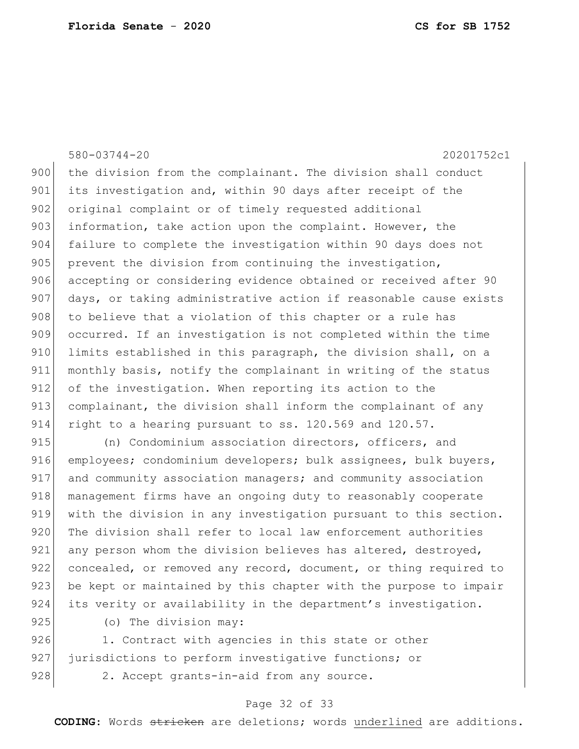the division from the complainant. The division shall conduct its investigation and, within 90 days after receipt of the original complaint or of timely requested additional information, take action upon the complaint. However, the failure to complete the investigation within 90 days does not prevent the division from continuing the investigation, accepting or considering evidence obtained or received after 90 days, or taking administrative action if reasonable cause exists to believe that a violation of this chapter or a rule has occurred. If an investigation is not completed within the time limits established in this paragraph, the division shall, on a monthly basis, notify the complainant in writing of the status of the investigation. When reporting its action to the complainant, the division shall inform the complainant of any right to a hearing pursuant to ss. 120.569 and 120.57.

(n) Condominium association directors, officers, and employees; condominium developers; bulk assignees, bulk buyers, and community association managers; and community association management firms have an ongoing duty to reasonably cooperate with the division in any investigation pursuant to this section. The division shall refer to local law enforcement authorities any person whom the division believes has altered, destroyed, concealed, or removed any record, document, or thing required to be kept or maintained by this chapter with the purpose to impair its verity or availability in the department's investigation.

(o) The division may:

1. Contract with agencies in this state or other jurisdictions to perform investigative functions; or

2. Accept grants-in-aid from any source.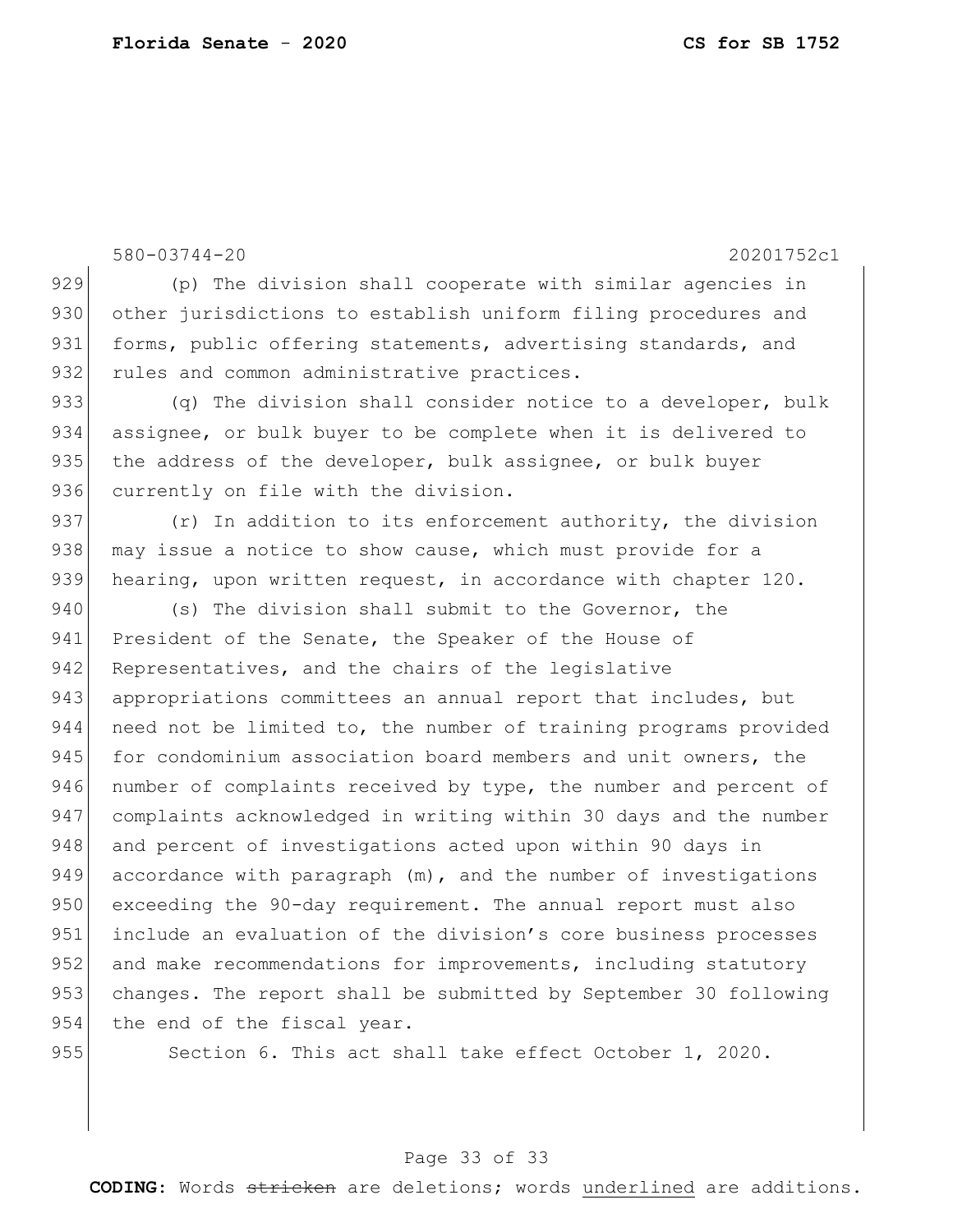(p) The division shall cooperate with similar agencies in other jurisdictions to establish uniform filing procedures and forms, public offering statements, advertising standards, and rules and common administrative practices.

(q) The division shall consider notice to a developer, bulk assignee, or bulk buyer to be complete when it is delivered to the address of the developer, bulk assignee, or bulk buyer currently on file with the division.

(r) In addition to its enforcement authority, the division may issue a notice to show cause, which must provide for a hearing, upon written request, in accordance with chapter 120.

(s) The division shall submit to the Governor, the President of the Senate, the Speaker of the House of Representatives, and the chairs of the legislative appropriations committees an annual report that includes, but need not be limited to, the number of training programs provided for condominium association board members and unit owners, the number of complaints received by type, the number and percent of complaints acknowledged in writing within 30 days and the number and percent of investigations acted upon within 90 days in accordance with paragraph (m), and the number of investigations exceeding the 90-day requirement. The annual report must also include an evaluation of the division's core business processes and make recommendations for improvements, including statutory changes. The report shall be submitted by September 30 following the end of the fiscal year.

Section 6. This act shall take effect October 1, 2020.